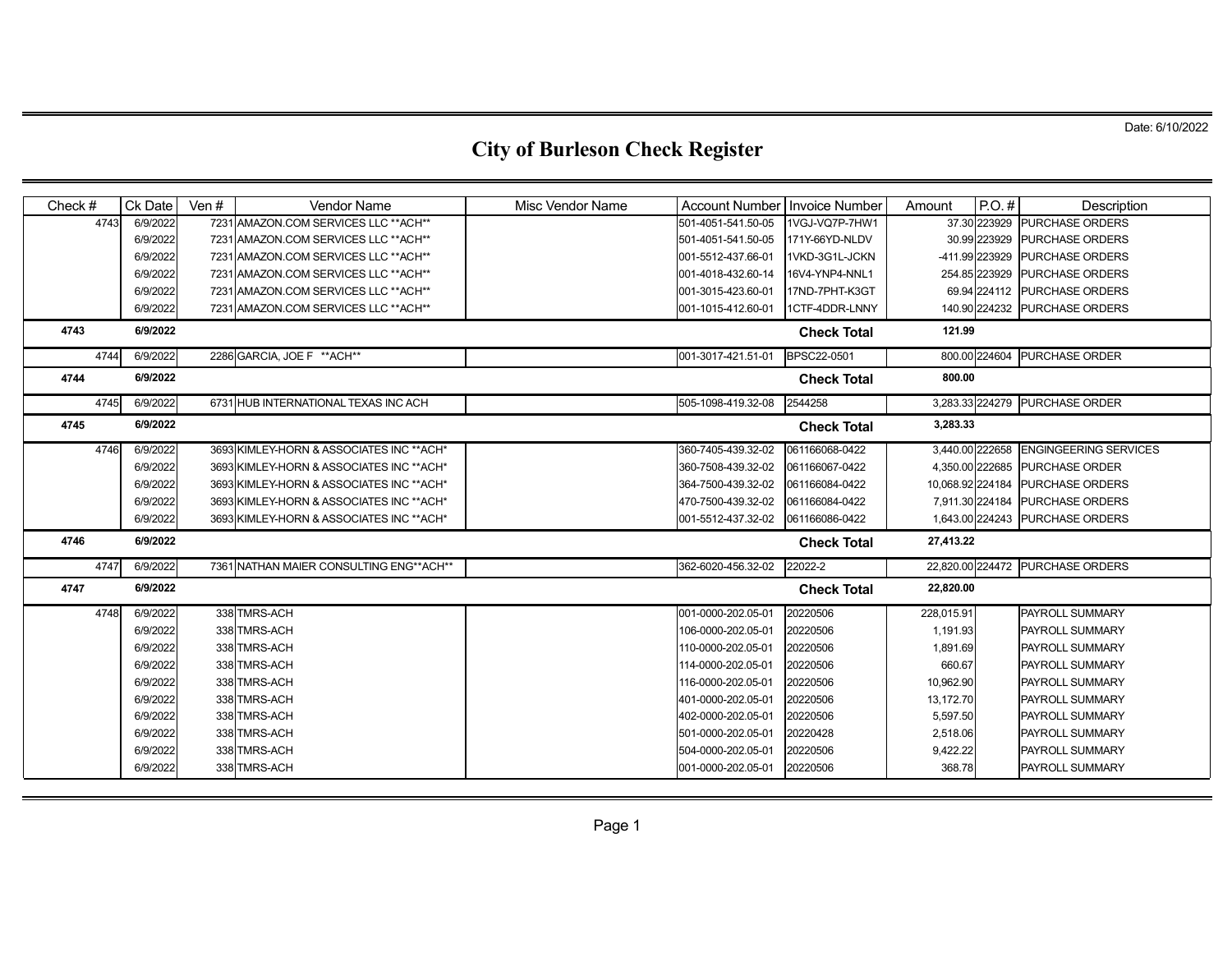Date: 6/10/2022

# City of Burleson Check Register

| Check # | Ck Date | Ven # | Vendor Name | Misc Vendor Name | Account Number | Invoice Number | Amount | P.O. # | Description |
|---|---|---|---|---|---|---|---|---|---|
| 4743 | 6/9/2022 | 7231 | AMAZON.COM SERVICES LLC **ACH** | | 501-4051-541.50-05 | 1VGJ-VQ7P-7HW1 | 37.30 | 223929 | PURCHASE ORDERS |
| | 6/9/2022 | 7231 | AMAZON.COM SERVICES LLC **ACH** | | 501-4051-541.50-05 | 171Y-66YD-NLDV | 30.99 | 223929 | PURCHASE ORDERS |
| | 6/9/2022 | 7231 | AMAZON.COM SERVICES LLC **ACH** | | 001-5512-437.66-01 | 1VKD-3G1L-JCKN | -411.99 | 223929 | PURCHASE ORDERS |
| | 6/9/2022 | 7231 | AMAZON.COM SERVICES LLC **ACH** | | 001-4018-432.60-14 | 16V4-YNP4-NNL1 | 254.85 | 223929 | PURCHASE ORDERS |
| | 6/9/2022 | 7231 | AMAZON.COM SERVICES LLC **ACH** | | 001-3015-423.60-01 | 17ND-7PHT-K3GT | 69.94 | 224112 | PURCHASE ORDERS |
| | 6/9/2022 | 7231 | AMAZON.COM SERVICES LLC **ACH** | | 001-1015-412.60-01 | 1CTF-4DDR-LNNY | 140.90 | 224232 | PURCHASE ORDERS |
| **4743** | **6/9/2022** | | | | | **Check Total** | **121.99** | | |
| 4744 | 6/9/2022 | 2286 | GARCIA, JOE F **ACH** | | 001-3017-421.51-01 | BPSC22-0501 | 800.00 | 224604 | PURCHASE ORDER |
| **4744** | **6/9/2022** | | | | | **Check Total** | **800.00** | | |
| 4745 | 6/9/2022 | 6731 | HUB INTERNATIONAL TEXAS INC ACH | | 505-1098-419.32-08 | 2544258 | 3,283.33 | 224279 | PURCHASE ORDER |
| **4745** | **6/9/2022** | | | | | **Check Total** | **3,283.33** | | |
| 4746 | 6/9/2022 | 3693 | KIMLEY-HORN & ASSOCIATES INC **ACH* | | 360-7405-439.32-02 | 061166068-0422 | 3,440.00 | 222658 | ENGINGEERING SERVICES |
| | 6/9/2022 | 3693 | KIMLEY-HORN & ASSOCIATES INC **ACH* | | 360-7508-439.32-02 | 061166067-0422 | 4,350.00 | 222685 | PURCHASE ORDER |
| | 6/9/2022 | 3693 | KIMLEY-HORN & ASSOCIATES INC **ACH* | | 364-7500-439.32-02 | 061166084-0422 | 10,068.92 | 224184 | PURCHASE ORDERS |
| | 6/9/2022 | 3693 | KIMLEY-HORN & ASSOCIATES INC **ACH* | | 470-7500-439.32-02 | 061166084-0422 | 7,911.30 | 224184 | PURCHASE ORDERS |
| | 6/9/2022 | 3693 | KIMLEY-HORN & ASSOCIATES INC **ACH* | | 001-5512-437.32-02 | 061166086-0422 | 1,643.00 | 224243 | PURCHASE ORDERS |
| **4746** | **6/9/2022** | | | | | **Check Total** | **27,413.22** | | |
| 4747 | 6/9/2022 | 7361 | NATHAN MAIER CONSULTING ENG**ACH** | | 362-6020-456.32-02 | 22022-2 | 22,820.00 | 224472 | PURCHASE ORDERS |
| **4747** | **6/9/2022** | | | | | **Check Total** | **22,820.00** | | |
| 4748 | 6/9/2022 | 338 | TMRS-ACH | | 001-0000-202.05-01 | 20220506 | 228,015.91 | | PAYROLL SUMMARY |
| | 6/9/2022 | 338 | TMRS-ACH | | 106-0000-202.05-01 | 20220506 | 1,191.93 | | PAYROLL SUMMARY |
| | 6/9/2022 | 338 | TMRS-ACH | | 110-0000-202.05-01 | 20220506 | 1,891.69 | | PAYROLL SUMMARY |
| | 6/9/2022 | 338 | TMRS-ACH | | 114-0000-202.05-01 | 20220506 | 660.67 | | PAYROLL SUMMARY |
| | 6/9/2022 | 338 | TMRS-ACH | | 116-0000-202.05-01 | 20220506 | 10,962.90 | | PAYROLL SUMMARY |
| | 6/9/2022 | 338 | TMRS-ACH | | 401-0000-202.05-01 | 20220506 | 13,172.70 | | PAYROLL SUMMARY |
| | 6/9/2022 | 338 | TMRS-ACH | | 402-0000-202.05-01 | 20220506 | 5,597.50 | | PAYROLL SUMMARY |
| | 6/9/2022 | 338 | TMRS-ACH | | 501-0000-202.05-01 | 20220428 | 2,518.06 | | PAYROLL SUMMARY |
| | 6/9/2022 | 338 | TMRS-ACH | | 504-0000-202.05-01 | 20220506 | 9,422.22 | | PAYROLL SUMMARY |
| | 6/9/2022 | 338 | TMRS-ACH | | 001-0000-202.05-01 | 20220506 | 368.78 | | PAYROLL SUMMARY |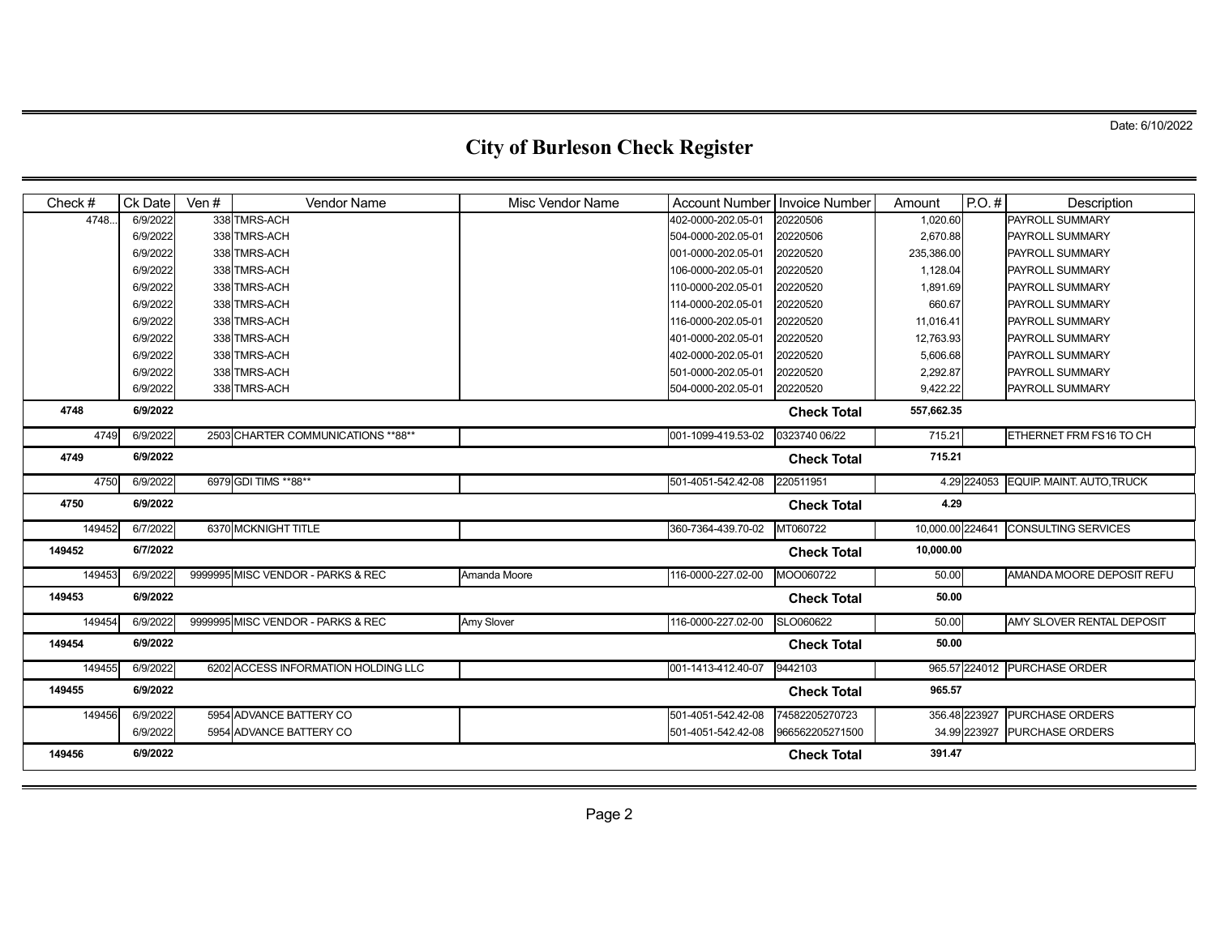Date: 6/10/2022

# City of Burleson Check Register

| Check # | Ck Date | Ven # | Vendor Name | Misc Vendor Name | Account Number | Invoice Number | Amount | P.O. # | Description |
|---|---|---|---|---|---|---|---|---|---|
| 4748... | 6/9/2022 | 338 | TMRS-ACH | | 402-0000-202.05-01 | 20220506 | 1,020.60 | | PAYROLL SUMMARY |
| | 6/9/2022 | 338 | TMRS-ACH | | 504-0000-202.05-01 | 20220506 | 2,670.88 | | PAYROLL SUMMARY |
| | 6/9/2022 | 338 | TMRS-ACH | | 001-0000-202.05-01 | 20220520 | 235,386.00 | | PAYROLL SUMMARY |
| | 6/9/2022 | 338 | TMRS-ACH | | 106-0000-202.05-01 | 20220520 | 1,128.04 | | PAYROLL SUMMARY |
| | 6/9/2022 | 338 | TMRS-ACH | | 110-0000-202.05-01 | 20220520 | 1,891.69 | | PAYROLL SUMMARY |
| | 6/9/2022 | 338 | TMRS-ACH | | 114-0000-202.05-01 | 20220520 | 660.67 | | PAYROLL SUMMARY |
| | 6/9/2022 | 338 | TMRS-ACH | | 116-0000-202.05-01 | 20220520 | 11,016.41 | | PAYROLL SUMMARY |
| | 6/9/2022 | 338 | TMRS-ACH | | 401-0000-202.05-01 | 20220520 | 12,763.93 | | PAYROLL SUMMARY |
| | 6/9/2022 | 338 | TMRS-ACH | | 402-0000-202.05-01 | 20220520 | 5,606.68 | | PAYROLL SUMMARY |
| | 6/9/2022 | 338 | TMRS-ACH | | 501-0000-202.05-01 | 20220520 | 2,292.87 | | PAYROLL SUMMARY |
| | 6/9/2022 | 338 | TMRS-ACH | | 504-0000-202.05-01 | 20220520 | 9,422.22 | | PAYROLL SUMMARY |
| **4748** | **6/9/2022** | | | | | **Check Total** | **557,662.35** | | |
| 4749 | 6/9/2022 | 2503 | CHARTER COMMUNICATIONS **88** | | 001-1099-419.53-02 | 0323740 06/22 | 715.21 | | ETHERNET FRM FS16 TO CH |
| **4749** | **6/9/2022** | | | | | **Check Total** | **715.21** | | |
| 4750 | 6/9/2022 | 6979 | GDI TIMS **88** | | 501-4051-542.42-08 | 220511951 | 4.29 | 224053 | EQUIP. MAINT. AUTO,TRUCK |
| **4750** | **6/9/2022** | | | | | **Check Total** | **4.29** | | |
| 149452 | 6/7/2022 | 6370 | MCKNIGHT TITLE | | 360-7364-439.70-02 | MT060722 | 10,000.00 | 224641 | CONSULTING SERVICES |
| **149452** | **6/7/2022** | | | | | **Check Total** | **10,000.00** | | |
| 149453 | 6/9/2022 | 9999995 | MISC VENDOR - PARKS & REC | Amanda Moore | 116-0000-227.02-00 | MOO060722 | 50.00 | | AMANDA MOORE DEPOSIT REFU |
| **149453** | **6/9/2022** | | | | | **Check Total** | **50.00** | | |
| 149454 | 6/9/2022 | 9999995 | MISC VENDOR - PARKS & REC | Amy Slover | 116-0000-227.02-00 | SLO060622 | 50.00 | | AMY SLOVER RENTAL DEPOSIT |
| **149454** | **6/9/2022** | | | | | **Check Total** | **50.00** | | |
| 149455 | 6/9/2022 | 6202 | ACCESS INFORMATION HOLDING LLC | | 001-1413-412.40-07 | 9442103 | 965.57 | 224012 | PURCHASE ORDER |
| **149455** | **6/9/2022** | | | | | **Check Total** | **965.57** | | |
| 149456 | 6/9/2022 | 5954 | ADVANCE BATTERY CO | | 501-4051-542.42-08 | 74582205270723 | 356.48 | 223927 | PURCHASE ORDERS |
| | 6/9/2022 | 5954 | ADVANCE BATTERY CO | | 501-4051-542.42-08 | 966562205271500 | 34.99 | 223927 | PURCHASE ORDERS |
| **149456** | **6/9/2022** | | | | | **Check Total** | **391.47** | | |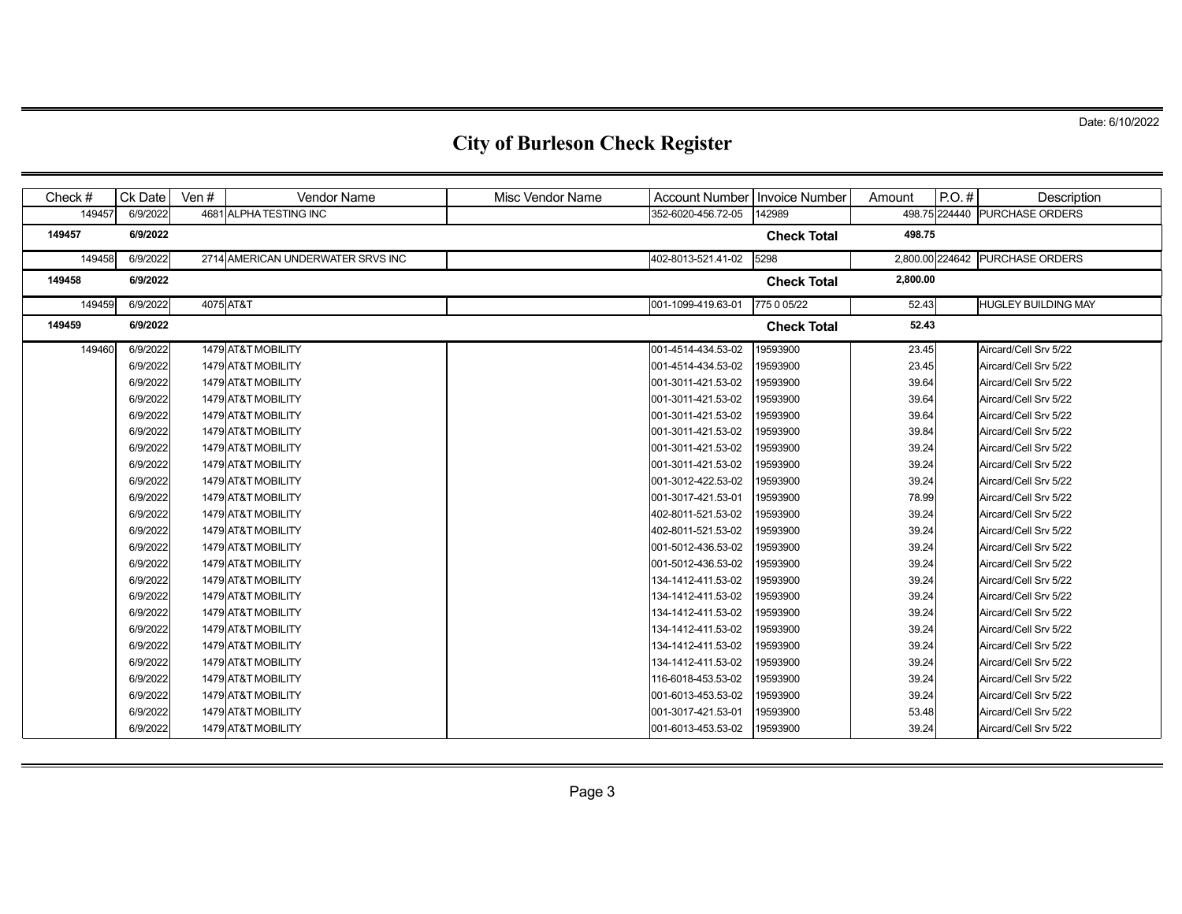Date: 6/10/2022

# City of Burleson Check Register

| Check # | Ck Date | Ven # | Vendor Name | Misc Vendor Name | Account Number | Invoice Number | Amount | P.O. # | Description |
|---|---|---|---|---|---|---|---|---|---|
| 149457 | 6/9/2022 | 4681 | ALPHA TESTING INC | | 352-6020-456.72-05 | 142989 | 498.75 | 224440 | PURCHASE ORDERS |
| **149457** | **6/9/2022** | | | | | **Check Total** | **498.75** | | |
| 149458 | 6/9/2022 | 2714 | AMERICAN UNDERWATER SRVS INC | | 402-8013-521.41-02 | 5298 | 2,800.00 | 224642 | PURCHASE ORDERS |
| **149458** | **6/9/2022** | | | | | **Check Total** | **2,800.00** | | |
| 149459 | 6/9/2022 | 4075 | AT&T | | 001-1099-419.63-01 | 775 0 05/22 | 52.43 | | HUGLEY BUILDING MAY |
| **149459** | **6/9/2022** | | | | | **Check Total** | **52.43** | | |
| 149460 | 6/9/2022 | 1479 | AT&T MOBILITY | | 001-4514-434.53-02 | 19593900 | 23.45 | | Aircard/Cell Srv 5/22 |
| | 6/9/2022 | 1479 | AT&T MOBILITY | | 001-4514-434.53-02 | 19593900 | 23.45 | | Aircard/Cell Srv 5/22 |
| | 6/9/2022 | 1479 | AT&T MOBILITY | | 001-3011-421.53-02 | 19593900 | 39.64 | | Aircard/Cell Srv 5/22 |
| | 6/9/2022 | 1479 | AT&T MOBILITY | | 001-3011-421.53-02 | 19593900 | 39.64 | | Aircard/Cell Srv 5/22 |
| | 6/9/2022 | 1479 | AT&T MOBILITY | | 001-3011-421.53-02 | 19593900 | 39.64 | | Aircard/Cell Srv 5/22 |
| | 6/9/2022 | 1479 | AT&T MOBILITY | | 001-3011-421.53-02 | 19593900 | 39.84 | | Aircard/Cell Srv 5/22 |
| | 6/9/2022 | 1479 | AT&T MOBILITY | | 001-3011-421.53-02 | 19593900 | 39.24 | | Aircard/Cell Srv 5/22 |
| | 6/9/2022 | 1479 | AT&T MOBILITY | | 001-3011-421.53-02 | 19593900 | 39.24 | | Aircard/Cell Srv 5/22 |
| | 6/9/2022 | 1479 | AT&T MOBILITY | | 001-3012-422.53-02 | 19593900 | 39.24 | | Aircard/Cell Srv 5/22 |
| | 6/9/2022 | 1479 | AT&T MOBILITY | | 001-3017-421.53-01 | 19593900 | 78.99 | | Aircard/Cell Srv 5/22 |
| | 6/9/2022 | 1479 | AT&T MOBILITY | | 402-8011-521.53-02 | 19593900 | 39.24 | | Aircard/Cell Srv 5/22 |
| | 6/9/2022 | 1479 | AT&T MOBILITY | | 402-8011-521.53-02 | 19593900 | 39.24 | | Aircard/Cell Srv 5/22 |
| | 6/9/2022 | 1479 | AT&T MOBILITY | | 001-5012-436.53-02 | 19593900 | 39.24 | | Aircard/Cell Srv 5/22 |
| | 6/9/2022 | 1479 | AT&T MOBILITY | | 001-5012-436.53-02 | 19593900 | 39.24 | | Aircard/Cell Srv 5/22 |
| | 6/9/2022 | 1479 | AT&T MOBILITY | | 134-1412-411.53-02 | 19593900 | 39.24 | | Aircard/Cell Srv 5/22 |
| | 6/9/2022 | 1479 | AT&T MOBILITY | | 134-1412-411.53-02 | 19593900 | 39.24 | | Aircard/Cell Srv 5/22 |
| | 6/9/2022 | 1479 | AT&T MOBILITY | | 134-1412-411.53-02 | 19593900 | 39.24 | | Aircard/Cell Srv 5/22 |
| | 6/9/2022 | 1479 | AT&T MOBILITY | | 134-1412-411.53-02 | 19593900 | 39.24 | | Aircard/Cell Srv 5/22 |
| | 6/9/2022 | 1479 | AT&T MOBILITY | | 134-1412-411.53-02 | 19593900 | 39.24 | | Aircard/Cell Srv 5/22 |
| | 6/9/2022 | 1479 | AT&T MOBILITY | | 134-1412-411.53-02 | 19593900 | 39.24 | | Aircard/Cell Srv 5/22 |
| | 6/9/2022 | 1479 | AT&T MOBILITY | | 116-6018-453.53-02 | 19593900 | 39.24 | | Aircard/Cell Srv 5/22 |
| | 6/9/2022 | 1479 | AT&T MOBILITY | | 001-6013-453.53-02 | 19593900 | 39.24 | | Aircard/Cell Srv 5/22 |
| | 6/9/2022 | 1479 | AT&T MOBILITY | | 001-3017-421.53-01 | 19593900 | 53.48 | | Aircard/Cell Srv 5/22 |
| | 6/9/2022 | 1479 | AT&T MOBILITY | | 001-6013-453.53-02 | 19593900 | 39.24 | | Aircard/Cell Srv 5/22 |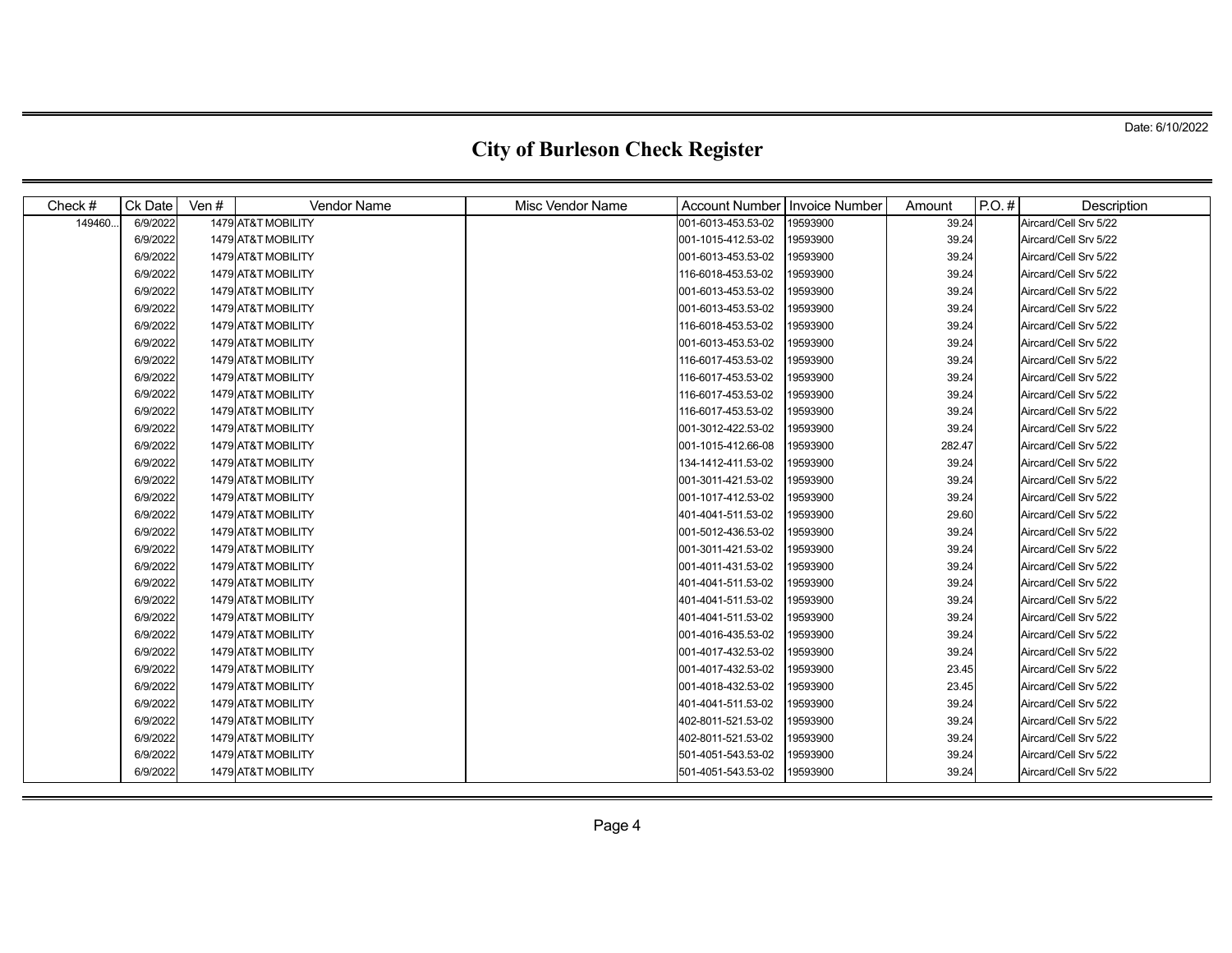Date: 6/10/2022

# City of Burleson Check Register

| Check # | Ck Date | Ven # | Vendor Name | Misc Vendor Name | Account Number | Invoice Number | Amount | P.O. # | Description |
|---|---|---|---|---|---|---|---|---|---|
| 149460... | 6/9/2022 | 1479 | AT&T MOBILITY | | 001-6013-453.53-02 | 19593900 | 39.24 | | Aircard/Cell Srv 5/22 |
| | 6/9/2022 | 1479 | AT&T MOBILITY | | 001-1015-412.53-02 | 19593900 | 39.24 | | Aircard/Cell Srv 5/22 |
| | 6/9/2022 | 1479 | AT&T MOBILITY | | 001-6013-453.53-02 | 19593900 | 39.24 | | Aircard/Cell Srv 5/22 |
| | 6/9/2022 | 1479 | AT&T MOBILITY | | 116-6018-453.53-02 | 19593900 | 39.24 | | Aircard/Cell Srv 5/22 |
| | 6/9/2022 | 1479 | AT&T MOBILITY | | 001-6013-453.53-02 | 19593900 | 39.24 | | Aircard/Cell Srv 5/22 |
| | 6/9/2022 | 1479 | AT&T MOBILITY | | 001-6013-453.53-02 | 19593900 | 39.24 | | Aircard/Cell Srv 5/22 |
| | 6/9/2022 | 1479 | AT&T MOBILITY | | 116-6018-453.53-02 | 19593900 | 39.24 | | Aircard/Cell Srv 5/22 |
| | 6/9/2022 | 1479 | AT&T MOBILITY | | 001-6013-453.53-02 | 19593900 | 39.24 | | Aircard/Cell Srv 5/22 |
| | 6/9/2022 | 1479 | AT&T MOBILITY | | 116-6017-453.53-02 | 19593900 | 39.24 | | Aircard/Cell Srv 5/22 |
| | 6/9/2022 | 1479 | AT&T MOBILITY | | 116-6017-453.53-02 | 19593900 | 39.24 | | Aircard/Cell Srv 5/22 |
| | 6/9/2022 | 1479 | AT&T MOBILITY | | 116-6017-453.53-02 | 19593900 | 39.24 | | Aircard/Cell Srv 5/22 |
| | 6/9/2022 | 1479 | AT&T MOBILITY | | 116-6017-453.53-02 | 19593900 | 39.24 | | Aircard/Cell Srv 5/22 |
| | 6/9/2022 | 1479 | AT&T MOBILITY | | 001-3012-422.53-02 | 19593900 | 39.24 | | Aircard/Cell Srv 5/22 |
| | 6/9/2022 | 1479 | AT&T MOBILITY | | 001-1015-412.66-08 | 19593900 | 282.47 | | Aircard/Cell Srv 5/22 |
| | 6/9/2022 | 1479 | AT&T MOBILITY | | 134-1412-411.53-02 | 19593900 | 39.24 | | Aircard/Cell Srv 5/22 |
| | 6/9/2022 | 1479 | AT&T MOBILITY | | 001-3011-421.53-02 | 19593900 | 39.24 | | Aircard/Cell Srv 5/22 |
| | 6/9/2022 | 1479 | AT&T MOBILITY | | 001-1017-412.53-02 | 19593900 | 39.24 | | Aircard/Cell Srv 5/22 |
| | 6/9/2022 | 1479 | AT&T MOBILITY | | 401-4041-511.53-02 | 19593900 | 29.60 | | Aircard/Cell Srv 5/22 |
| | 6/9/2022 | 1479 | AT&T MOBILITY | | 001-5012-436.53-02 | 19593900 | 39.24 | | Aircard/Cell Srv 5/22 |
| | 6/9/2022 | 1479 | AT&T MOBILITY | | 001-3011-421.53-02 | 19593900 | 39.24 | | Aircard/Cell Srv 5/22 |
| | 6/9/2022 | 1479 | AT&T MOBILITY | | 001-4011-431.53-02 | 19593900 | 39.24 | | Aircard/Cell Srv 5/22 |
| | 6/9/2022 | 1479 | AT&T MOBILITY | | 401-4041-511.53-02 | 19593900 | 39.24 | | Aircard/Cell Srv 5/22 |
| | 6/9/2022 | 1479 | AT&T MOBILITY | | 401-4041-511.53-02 | 19593900 | 39.24 | | Aircard/Cell Srv 5/22 |
| | 6/9/2022 | 1479 | AT&T MOBILITY | | 401-4041-511.53-02 | 19593900 | 39.24 | | Aircard/Cell Srv 5/22 |
| | 6/9/2022 | 1479 | AT&T MOBILITY | | 001-4016-435.53-02 | 19593900 | 39.24 | | Aircard/Cell Srv 5/22 |
| | 6/9/2022 | 1479 | AT&T MOBILITY | | 001-4017-432.53-02 | 19593900 | 39.24 | | Aircard/Cell Srv 5/22 |
| | 6/9/2022 | 1479 | AT&T MOBILITY | | 001-4017-432.53-02 | 19593900 | 23.45 | | Aircard/Cell Srv 5/22 |
| | 6/9/2022 | 1479 | AT&T MOBILITY | | 001-4018-432.53-02 | 19593900 | 23.45 | | Aircard/Cell Srv 5/22 |
| | 6/9/2022 | 1479 | AT&T MOBILITY | | 401-4041-511.53-02 | 19593900 | 39.24 | | Aircard/Cell Srv 5/22 |
| | 6/9/2022 | 1479 | AT&T MOBILITY | | 402-8011-521.53-02 | 19593900 | 39.24 | | Aircard/Cell Srv 5/22 |
| | 6/9/2022 | 1479 | AT&T MOBILITY | | 402-8011-521.53-02 | 19593900 | 39.24 | | Aircard/Cell Srv 5/22 |
| | 6/9/2022 | 1479 | AT&T MOBILITY | | 501-4051-543.53-02 | 19593900 | 39.24 | | Aircard/Cell Srv 5/22 |
| | 6/9/2022 | 1479 | AT&T MOBILITY | | 501-4051-543.53-02 | 19593900 | 39.24 | | Aircard/Cell Srv 5/22 |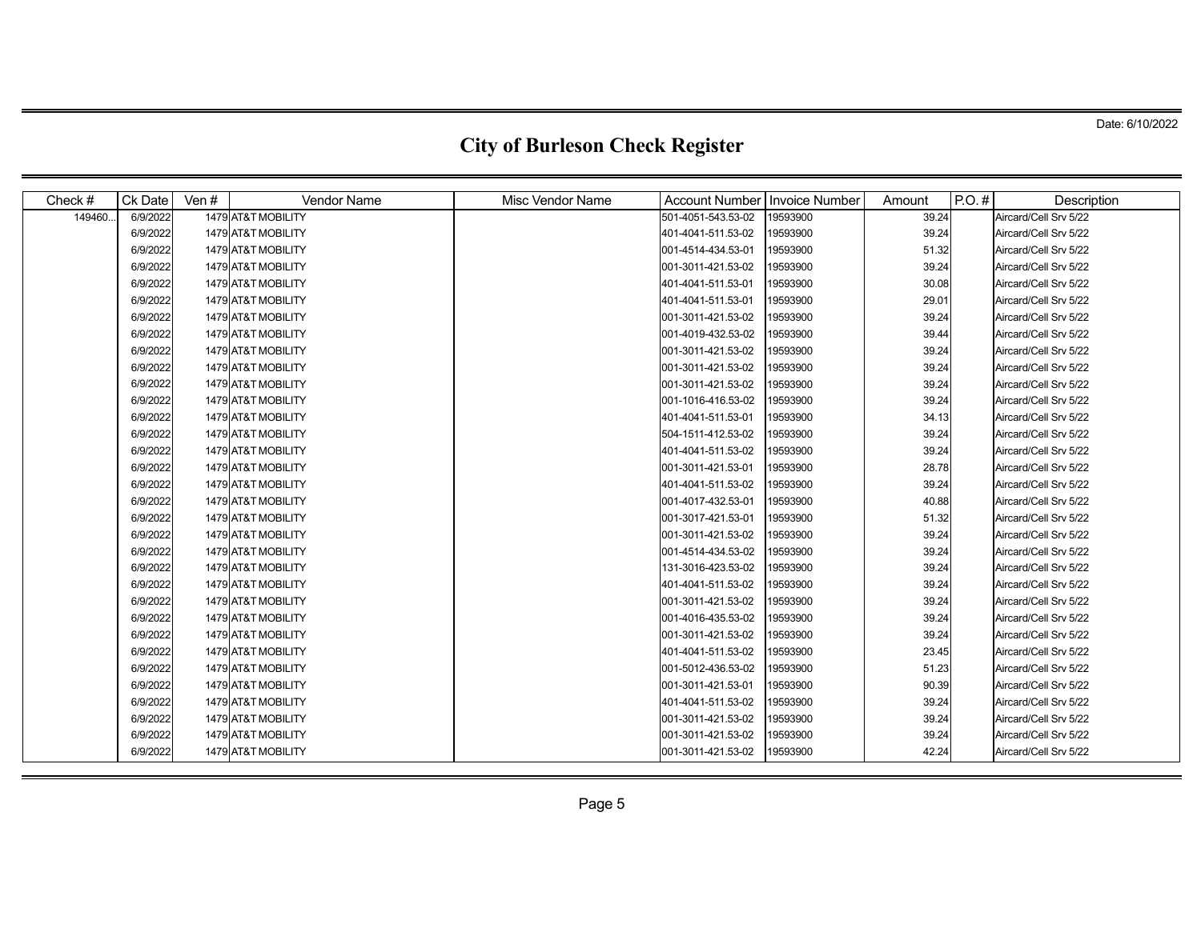Date: 6/10/2022

# City of Burleson Check Register

| Check # | Ck Date | Ven # | Vendor Name | Misc Vendor Name | Account Number | Invoice Number | Amount | P.O. # | Description |
|---|---|---|---|---|---|---|---|---|---|
| 149460... | 6/9/2022 | 1479 | AT&T MOBILITY | | 501-4051-543.53-02 | 19593900 | 39.24 | | Aircard/Cell Srv 5/22 |
| | 6/9/2022 | 1479 | AT&T MOBILITY | | 401-4041-511.53-02 | 19593900 | 39.24 | | Aircard/Cell Srv 5/22 |
| | 6/9/2022 | 1479 | AT&T MOBILITY | | 001-4514-434.53-01 | 19593900 | 51.32 | | Aircard/Cell Srv 5/22 |
| | 6/9/2022 | 1479 | AT&T MOBILITY | | 001-3011-421.53-02 | 19593900 | 39.24 | | Aircard/Cell Srv 5/22 |
| | 6/9/2022 | 1479 | AT&T MOBILITY | | 401-4041-511.53-01 | 19593900 | 30.08 | | Aircard/Cell Srv 5/22 |
| | 6/9/2022 | 1479 | AT&T MOBILITY | | 401-4041-511.53-01 | 19593900 | 29.01 | | Aircard/Cell Srv 5/22 |
| | 6/9/2022 | 1479 | AT&T MOBILITY | | 001-3011-421.53-02 | 19593900 | 39.24 | | Aircard/Cell Srv 5/22 |
| | 6/9/2022 | 1479 | AT&T MOBILITY | | 001-4019-432.53-02 | 19593900 | 39.44 | | Aircard/Cell Srv 5/22 |
| | 6/9/2022 | 1479 | AT&T MOBILITY | | 001-3011-421.53-02 | 19593900 | 39.24 | | Aircard/Cell Srv 5/22 |
| | 6/9/2022 | 1479 | AT&T MOBILITY | | 001-3011-421.53-02 | 19593900 | 39.24 | | Aircard/Cell Srv 5/22 |
| | 6/9/2022 | 1479 | AT&T MOBILITY | | 001-3011-421.53-02 | 19593900 | 39.24 | | Aircard/Cell Srv 5/22 |
| | 6/9/2022 | 1479 | AT&T MOBILITY | | 001-1016-416.53-02 | 19593900 | 39.24 | | Aircard/Cell Srv 5/22 |
| | 6/9/2022 | 1479 | AT&T MOBILITY | | 401-4041-511.53-01 | 19593900 | 34.13 | | Aircard/Cell Srv 5/22 |
| | 6/9/2022 | 1479 | AT&T MOBILITY | | 504-1511-412.53-02 | 19593900 | 39.24 | | Aircard/Cell Srv 5/22 |
| | 6/9/2022 | 1479 | AT&T MOBILITY | | 401-4041-511.53-02 | 19593900 | 39.24 | | Aircard/Cell Srv 5/22 |
| | 6/9/2022 | 1479 | AT&T MOBILITY | | 001-3011-421.53-01 | 19593900 | 28.78 | | Aircard/Cell Srv 5/22 |
| | 6/9/2022 | 1479 | AT&T MOBILITY | | 401-4041-511.53-02 | 19593900 | 39.24 | | Aircard/Cell Srv 5/22 |
| | 6/9/2022 | 1479 | AT&T MOBILITY | | 001-4017-432.53-01 | 19593900 | 40.88 | | Aircard/Cell Srv 5/22 |
| | 6/9/2022 | 1479 | AT&T MOBILITY | | 001-3017-421.53-01 | 19593900 | 51.32 | | Aircard/Cell Srv 5/22 |
| | 6/9/2022 | 1479 | AT&T MOBILITY | | 001-3011-421.53-02 | 19593900 | 39.24 | | Aircard/Cell Srv 5/22 |
| | 6/9/2022 | 1479 | AT&T MOBILITY | | 001-4514-434.53-02 | 19593900 | 39.24 | | Aircard/Cell Srv 5/22 |
| | 6/9/2022 | 1479 | AT&T MOBILITY | | 131-3016-423.53-02 | 19593900 | 39.24 | | Aircard/Cell Srv 5/22 |
| | 6/9/2022 | 1479 | AT&T MOBILITY | | 401-4041-511.53-02 | 19593900 | 39.24 | | Aircard/Cell Srv 5/22 |
| | 6/9/2022 | 1479 | AT&T MOBILITY | | 001-3011-421.53-02 | 19593900 | 39.24 | | Aircard/Cell Srv 5/22 |
| | 6/9/2022 | 1479 | AT&T MOBILITY | | 001-4016-435.53-02 | 19593900 | 39.24 | | Aircard/Cell Srv 5/22 |
| | 6/9/2022 | 1479 | AT&T MOBILITY | | 001-3011-421.53-02 | 19593900 | 39.24 | | Aircard/Cell Srv 5/22 |
| | 6/9/2022 | 1479 | AT&T MOBILITY | | 401-4041-511.53-02 | 19593900 | 23.45 | | Aircard/Cell Srv 5/22 |
| | 6/9/2022 | 1479 | AT&T MOBILITY | | 001-5012-436.53-02 | 19593900 | 51.23 | | Aircard/Cell Srv 5/22 |
| | 6/9/2022 | 1479 | AT&T MOBILITY | | 001-3011-421.53-01 | 19593900 | 90.39 | | Aircard/Cell Srv 5/22 |
| | 6/9/2022 | 1479 | AT&T MOBILITY | | 401-4041-511.53-02 | 19593900 | 39.24 | | Aircard/Cell Srv 5/22 |
| | 6/9/2022 | 1479 | AT&T MOBILITY | | 001-3011-421.53-02 | 19593900 | 39.24 | | Aircard/Cell Srv 5/22 |
| | 6/9/2022 | 1479 | AT&T MOBILITY | | 001-3011-421.53-02 | 19593900 | 39.24 | | Aircard/Cell Srv 5/22 |
| | 6/9/2022 | 1479 | AT&T MOBILITY | | 001-3011-421.53-02 | 19593900 | 42.24 | | Aircard/Cell Srv 5/22 |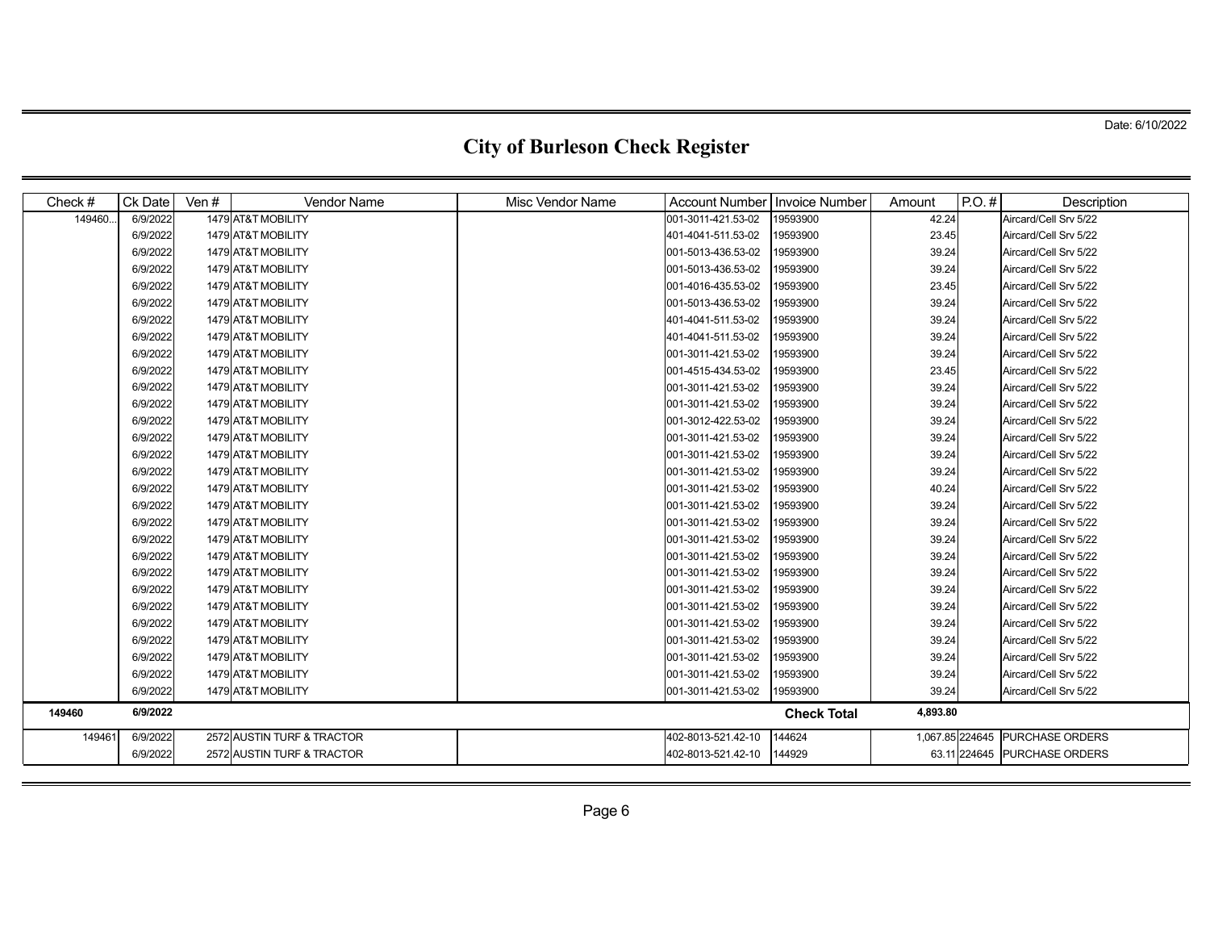Date: 6/10/2022

# City of Burleson Check Register

| Check # | Ck Date | Ven # | Vendor Name | Misc Vendor Name | Account Number | Invoice Number | Amount | P.O. # | Description |
|---|---|---|---|---|---|---|---|---|---|
| 149460... | 6/9/2022 | 1479 | AT&T MOBILITY | | 001-3011-421.53-02 | 19593900 | 42.24 | | Aircard/Cell Srv 5/22 |
| | 6/9/2022 | 1479 | AT&T MOBILITY | | 401-4041-511.53-02 | 19593900 | 23.45 | | Aircard/Cell Srv 5/22 |
| | 6/9/2022 | 1479 | AT&T MOBILITY | | 001-5013-436.53-02 | 19593900 | 39.24 | | Aircard/Cell Srv 5/22 |
| | 6/9/2022 | 1479 | AT&T MOBILITY | | 001-5013-436.53-02 | 19593900 | 39.24 | | Aircard/Cell Srv 5/22 |
| | 6/9/2022 | 1479 | AT&T MOBILITY | | 001-4016-435.53-02 | 19593900 | 23.45 | | Aircard/Cell Srv 5/22 |
| | 6/9/2022 | 1479 | AT&T MOBILITY | | 001-5013-436.53-02 | 19593900 | 39.24 | | Aircard/Cell Srv 5/22 |
| | 6/9/2022 | 1479 | AT&T MOBILITY | | 401-4041-511.53-02 | 19593900 | 39.24 | | Aircard/Cell Srv 5/22 |
| | 6/9/2022 | 1479 | AT&T MOBILITY | | 401-4041-511.53-02 | 19593900 | 39.24 | | Aircard/Cell Srv 5/22 |
| | 6/9/2022 | 1479 | AT&T MOBILITY | | 001-3011-421.53-02 | 19593900 | 39.24 | | Aircard/Cell Srv 5/22 |
| | 6/9/2022 | 1479 | AT&T MOBILITY | | 001-4515-434.53-02 | 19593900 | 23.45 | | Aircard/Cell Srv 5/22 |
| | 6/9/2022 | 1479 | AT&T MOBILITY | | 001-3011-421.53-02 | 19593900 | 39.24 | | Aircard/Cell Srv 5/22 |
| | 6/9/2022 | 1479 | AT&T MOBILITY | | 001-3011-421.53-02 | 19593900 | 39.24 | | Aircard/Cell Srv 5/22 |
| | 6/9/2022 | 1479 | AT&T MOBILITY | | 001-3012-422.53-02 | 19593900 | 39.24 | | Aircard/Cell Srv 5/22 |
| | 6/9/2022 | 1479 | AT&T MOBILITY | | 001-3011-421.53-02 | 19593900 | 39.24 | | Aircard/Cell Srv 5/22 |
| | 6/9/2022 | 1479 | AT&T MOBILITY | | 001-3011-421.53-02 | 19593900 | 39.24 | | Aircard/Cell Srv 5/22 |
| | 6/9/2022 | 1479 | AT&T MOBILITY | | 001-3011-421.53-02 | 19593900 | 39.24 | | Aircard/Cell Srv 5/22 |
| | 6/9/2022 | 1479 | AT&T MOBILITY | | 001-3011-421.53-02 | 19593900 | 40.24 | | Aircard/Cell Srv 5/22 |
| | 6/9/2022 | 1479 | AT&T MOBILITY | | 001-3011-421.53-02 | 19593900 | 39.24 | | Aircard/Cell Srv 5/22 |
| | 6/9/2022 | 1479 | AT&T MOBILITY | | 001-3011-421.53-02 | 19593900 | 39.24 | | Aircard/Cell Srv 5/22 |
| | 6/9/2022 | 1479 | AT&T MOBILITY | | 001-3011-421.53-02 | 19593900 | 39.24 | | Aircard/Cell Srv 5/22 |
| | 6/9/2022 | 1479 | AT&T MOBILITY | | 001-3011-421.53-02 | 19593900 | 39.24 | | Aircard/Cell Srv 5/22 |
| | 6/9/2022 | 1479 | AT&T MOBILITY | | 001-3011-421.53-02 | 19593900 | 39.24 | | Aircard/Cell Srv 5/22 |
| | 6/9/2022 | 1479 | AT&T MOBILITY | | 001-3011-421.53-02 | 19593900 | 39.24 | | Aircard/Cell Srv 5/22 |
| | 6/9/2022 | 1479 | AT&T MOBILITY | | 001-3011-421.53-02 | 19593900 | 39.24 | | Aircard/Cell Srv 5/22 |
| | 6/9/2022 | 1479 | AT&T MOBILITY | | 001-3011-421.53-02 | 19593900 | 39.24 | | Aircard/Cell Srv 5/22 |
| | 6/9/2022 | 1479 | AT&T MOBILITY | | 001-3011-421.53-02 | 19593900 | 39.24 | | Aircard/Cell Srv 5/22 |
| | 6/9/2022 | 1479 | AT&T MOBILITY | | 001-3011-421.53-02 | 19593900 | 39.24 | | Aircard/Cell Srv 5/22 |
| | 6/9/2022 | 1479 | AT&T MOBILITY | | 001-3011-421.53-02 | 19593900 | 39.24 | | Aircard/Cell Srv 5/22 |
| | 6/9/2022 | 1479 | AT&T MOBILITY | | 001-3011-421.53-02 | 19593900 | 39.24 | | Aircard/Cell Srv 5/22 |
| **149460** | **6/9/2022** | | | | | **Check Total** | **4,893.80** | | |
| 149461 | 6/9/2022 | 2572 | AUSTIN TURF & TRACTOR | | 402-8013-521.42-10 | 144624 | 1,067.85 | 224645 | PURCHASE ORDERS |
| | 6/9/2022 | 2572 | AUSTIN TURF & TRACTOR | | 402-8013-521.42-10 | 144929 | 63.11 | 224645 | PURCHASE ORDERS |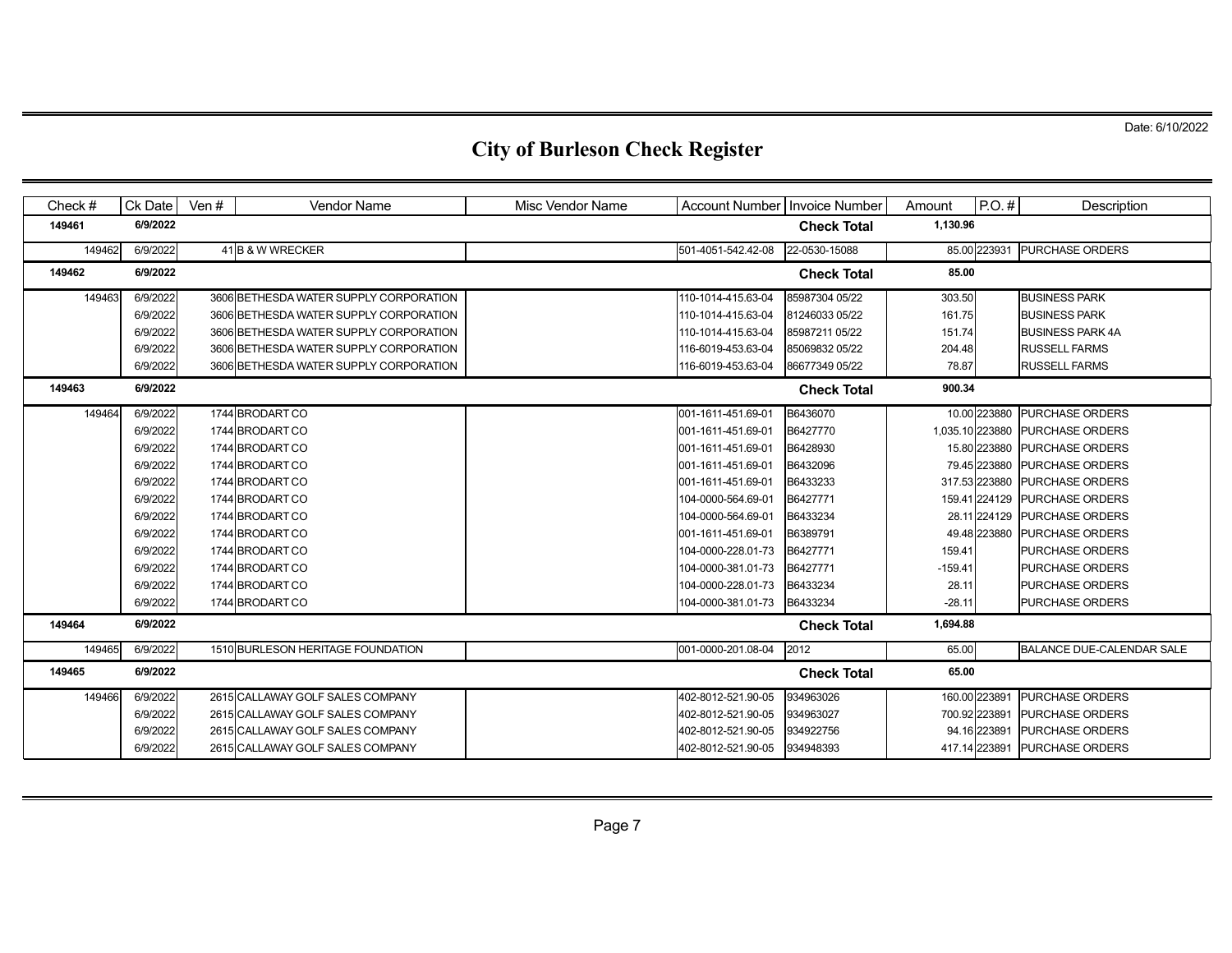Date: 6/10/2022

# City of Burleson Check Register

| Check # | Ck Date | Ven # | Vendor Name | Misc Vendor Name | Account Number | Invoice Number | Amount | P.O. # | Description |
|---|---|---|---|---|---|---|---|---|---|
| **149461** | **6/9/2022** | | | | | **Check Total** | **1,130.96** | | |
| 149462 | 6/9/2022 | 41 | B & W WRECKER | | 501-4051-542.42-08 | 22-0530-15088 | 85.00 | 223931 | PURCHASE ORDERS |
| **149462** | **6/9/2022** | | | | | **Check Total** | **85.00** | | |
| 149463 | 6/9/2022 | 3606 | BETHESDA WATER SUPPLY CORPORATION | | 110-1014-415.63-04 | 85987304 05/22 | 303.50 | | BUSINESS PARK |
| | 6/9/2022 | 3606 | BETHESDA WATER SUPPLY CORPORATION | | 110-1014-415.63-04 | 81246033 05/22 | 161.75 | | BUSINESS PARK |
| | 6/9/2022 | 3606 | BETHESDA WATER SUPPLY CORPORATION | | 110-1014-415.63-04 | 85987211 05/22 | 151.74 | | BUSINESS PARK 4A |
| | 6/9/2022 | 3606 | BETHESDA WATER SUPPLY CORPORATION | | 116-6019-453.63-04 | 85069832 05/22 | 204.48 | | RUSSELL FARMS |
| | 6/9/2022 | 3606 | BETHESDA WATER SUPPLY CORPORATION | | 116-6019-453.63-04 | 86677349 05/22 | 78.87 | | RUSSELL FARMS |
| **149463** | **6/9/2022** | | | | | **Check Total** | **900.34** | | |
| 149464 | 6/9/2022 | 1744 | BRODART CO | | 001-1611-451.69-01 | B6436070 | 10.00 | 223880 | PURCHASE ORDERS |
| | 6/9/2022 | 1744 | BRODART CO | | 001-1611-451.69-01 | B6427770 | 1,035.10 | 223880 | PURCHASE ORDERS |
| | 6/9/2022 | 1744 | BRODART CO | | 001-1611-451.69-01 | B6428930 | 15.80 | 223880 | PURCHASE ORDERS |
| | 6/9/2022 | 1744 | BRODART CO | | 001-1611-451.69-01 | B6432096 | 79.45 | 223880 | PURCHASE ORDERS |
| | 6/9/2022 | 1744 | BRODART CO | | 001-1611-451.69-01 | B6433233 | 317.53 | 223880 | PURCHASE ORDERS |
| | 6/9/2022 | 1744 | BRODART CO | | 104-0000-564.69-01 | B6427771 | 159.41 | 224129 | PURCHASE ORDERS |
| | 6/9/2022 | 1744 | BRODART CO | | 104-0000-564.69-01 | B6433234 | 28.11 | 224129 | PURCHASE ORDERS |
| | 6/9/2022 | 1744 | BRODART CO | | 001-1611-451.69-01 | B6389791 | 49.48 | 223880 | PURCHASE ORDERS |
| | 6/9/2022 | 1744 | BRODART CO | | 104-0000-228.01-73 | B6427771 | 159.41 | | PURCHASE ORDERS |
| | 6/9/2022 | 1744 | BRODART CO | | 104-0000-381.01-73 | B6427771 | -159.41 | | PURCHASE ORDERS |
| | 6/9/2022 | 1744 | BRODART CO | | 104-0000-228.01-73 | B6433234 | 28.11 | | PURCHASE ORDERS |
| | 6/9/2022 | 1744 | BRODART CO | | 104-0000-381.01-73 | B6433234 | -28.11 | | PURCHASE ORDERS |
| **149464** | **6/9/2022** | | | | | **Check Total** | **1,694.88** | | |
| 149465 | 6/9/2022 | 1510 | BURLESON HERITAGE FOUNDATION | | 001-0000-201.08-04 | 2012 | 65.00 | | BALANCE DUE-CALENDAR SALE |
| **149465** | **6/9/2022** | | | | | **Check Total** | **65.00** | | |
| 149466 | 6/9/2022 | 2615 | CALLAWAY GOLF SALES COMPANY | | 402-8012-521.90-05 | 934963026 | 160.00 | 223891 | PURCHASE ORDERS |
| | 6/9/2022 | 2615 | CALLAWAY GOLF SALES COMPANY | | 402-8012-521.90-05 | 934963027 | 700.92 | 223891 | PURCHASE ORDERS |
| | 6/9/2022 | 2615 | CALLAWAY GOLF SALES COMPANY | | 402-8012-521.90-05 | 934922756 | 94.16 | 223891 | PURCHASE ORDERS |
| | 6/9/2022 | 2615 | CALLAWAY GOLF SALES COMPANY | | 402-8012-521.90-05 | 934948393 | 417.14 | 223891 | PURCHASE ORDERS |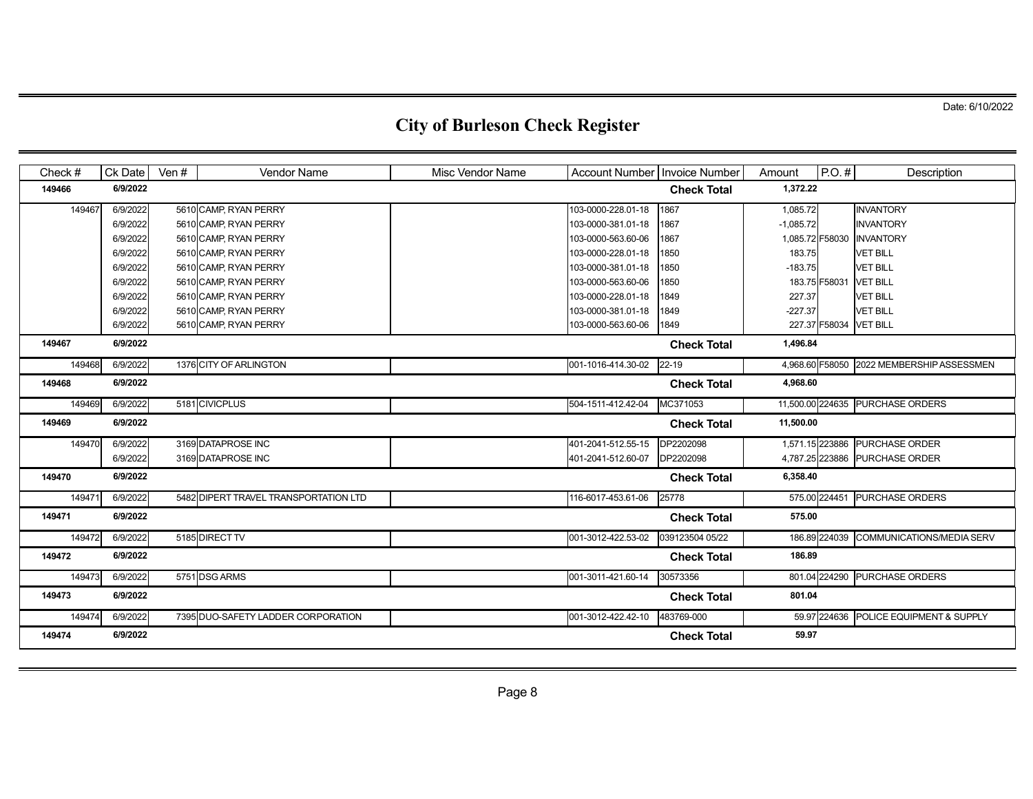Date: 6/10/2022

# City of Burleson Check Register

| Check # | Ck Date | Ven # | Vendor Name | Misc Vendor Name | Account Number | Invoice Number | Amount | P.O. # | Description |
|---|---|---|---|---|---|---|---|---|---|
| **149466** | **6/9/2022** | | | | | **Check Total** | **1,372.22** | | |
| 149467 | 6/9/2022 | 5610 | CAMP, RYAN PERRY | | 103-0000-228.01-18 | 1867 | 1,085.72 | | INVANTORY |
| | 6/9/2022 | 5610 | CAMP, RYAN PERRY | | 103-0000-381.01-18 | 1867 | -1,085.72 | | INVANTORY |
| | 6/9/2022 | 5610 | CAMP, RYAN PERRY | | 103-0000-563.60-06 | 1867 | 1,085.72 | F58030 | INVANTORY |
| | 6/9/2022 | 5610 | CAMP, RYAN PERRY | | 103-0000-228.01-18 | 1850 | 183.75 | | VET BILL |
| | 6/9/2022 | 5610 | CAMP, RYAN PERRY | | 103-0000-381.01-18 | 1850 | -183.75 | | VET BILL |
| | 6/9/2022 | 5610 | CAMP, RYAN PERRY | | 103-0000-563.60-06 | 1850 | 183.75 | F58031 | VET BILL |
| | 6/9/2022 | 5610 | CAMP, RYAN PERRY | | 103-0000-228.01-18 | 1849 | 227.37 | | VET BILL |
| | 6/9/2022 | 5610 | CAMP, RYAN PERRY | | 103-0000-381.01-18 | 1849 | -227.37 | | VET BILL |
| | 6/9/2022 | 5610 | CAMP, RYAN PERRY | | 103-0000-563.60-06 | 1849 | 227.37 | F58034 | VET BILL |
| **149467** | **6/9/2022** | | | | | **Check Total** | **1,496.84** | | |
| 149468 | 6/9/2022 | 1376 | CITY OF ARLINGTON | | 001-1016-414.30-02 | 22-19 | 4,968.60 | F58050 | 2022 MEMBERSHIP ASSESSMEN |
| **149468** | **6/9/2022** | | | | | **Check Total** | **4,968.60** | | |
| 149469 | 6/9/2022 | 5181 | CIVICPLUS | | 504-1511-412.42-04 | MC371053 | 11,500.00 | 224635 | PURCHASE ORDERS |
| **149469** | **6/9/2022** | | | | | **Check Total** | **11,500.00** | | |
| 149470 | 6/9/2022 | 3169 | DATAPROSE INC | | 401-2041-512.55-15 | DP2202098 | 1,571.15 | 223886 | PURCHASE ORDER |
| | 6/9/2022 | 3169 | DATAPROSE INC | | 401-2041-512.60-07 | DP2202098 | 4,787.25 | 223886 | PURCHASE ORDER |
| **149470** | **6/9/2022** | | | | | **Check Total** | **6,358.40** | | |
| 149471 | 6/9/2022 | 5482 | DIPERT TRAVEL TRANSPORTATION LTD | | 116-6017-453.61-06 | 25778 | 575.00 | 224451 | PURCHASE ORDERS |
| **149471** | **6/9/2022** | | | | | **Check Total** | **575.00** | | |
| 149472 | 6/9/2022 | 5185 | DIRECT TV | | 001-3012-422.53-02 | 039123504 05/22 | 186.89 | 224039 | COMMUNICATIONS/MEDIA SERV |
| **149472** | **6/9/2022** | | | | | **Check Total** | **186.89** | | |
| 149473 | 6/9/2022 | 5751 | DSG ARMS | | 001-3011-421.60-14 | 30573356 | 801.04 | 224290 | PURCHASE ORDERS |
| **149473** | **6/9/2022** | | | | | **Check Total** | **801.04** | | |
| 149474 | 6/9/2022 | 7395 | DUO-SAFETY LADDER CORPORATION | | 001-3012-422.42-10 | 483769-000 | 59.97 | 224636 | POLICE EQUIPMENT & SUPPLY |
| **149474** | **6/9/2022** | | | | | **Check Total** | **59.97** | | |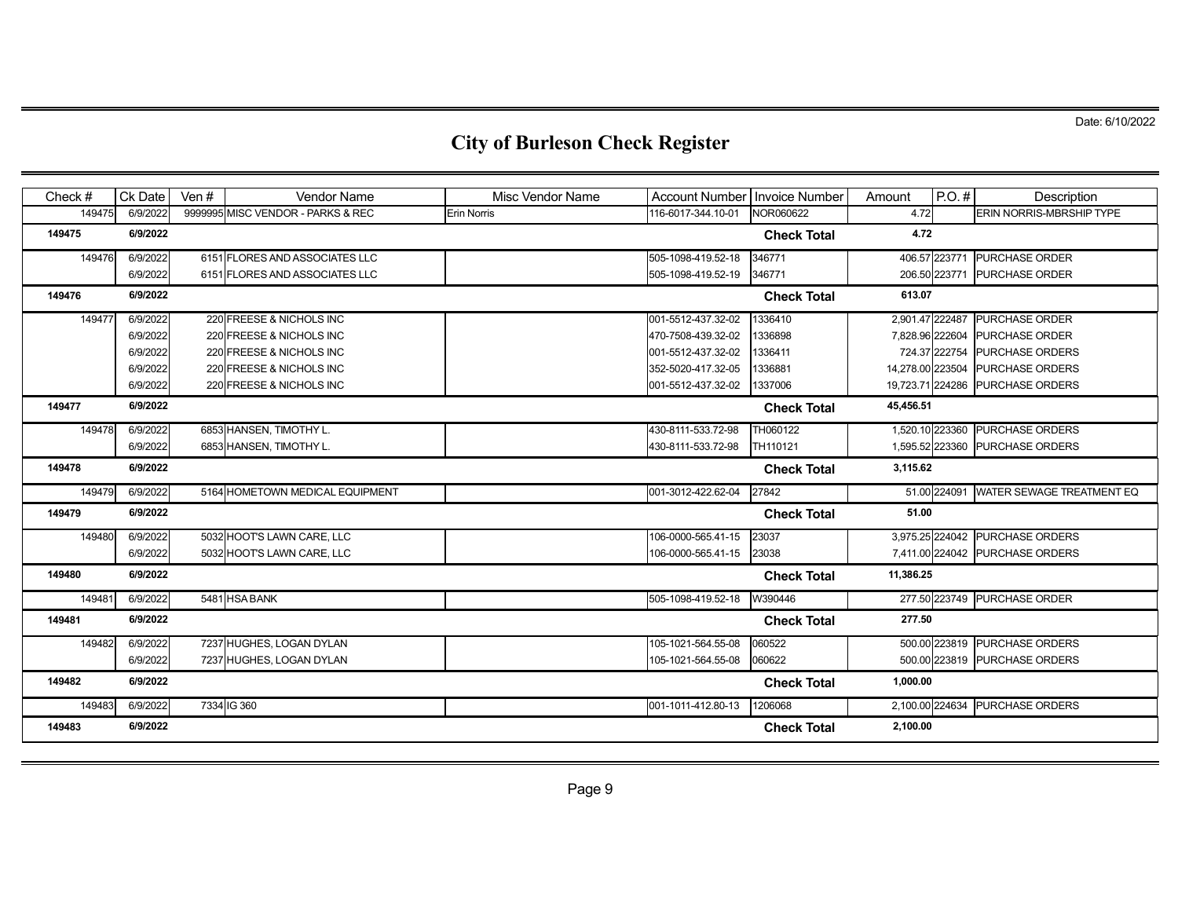Date: 6/10/2022

# City of Burleson Check Register

| Check # | Ck Date | Ven # | Vendor Name | Misc Vendor Name | Account Number | Invoice Number | Amount | P.O. # | Description |
|---|---|---|---|---|---|---|---|---|---|
| 149475 | 6/9/2022 | 9999995 | MISC VENDOR - PARKS & REC | Erin Norris | 116-6017-344.10-01 | NOR060622 | 4.72 | | ERIN NORRIS-MBRSHIP TYPE |
| **149475** | **6/9/2022** | | | | | **Check Total** | **4.72** | | |
| 149476 | 6/9/2022 | 6151 | FLORES AND ASSOCIATES LLC | | 505-1098-419.52-18 | 346771 | 406.57 | 223771 | PURCHASE ORDER |
| | 6/9/2022 | 6151 | FLORES AND ASSOCIATES LLC | | 505-1098-419.52-19 | 346771 | 206.50 | 223771 | PURCHASE ORDER |
| **149476** | **6/9/2022** | | | | | **Check Total** | **613.07** | | |
| 149477 | 6/9/2022 | 220 | FREESE & NICHOLS INC | | 001-5512-437.32-02 | 1336410 | 2,901.47 | 222487 | PURCHASE ORDER |
| | 6/9/2022 | 220 | FREESE & NICHOLS INC | | 470-7508-439.32-02 | 1336898 | 7,828.96 | 222604 | PURCHASE ORDER |
| | 6/9/2022 | 220 | FREESE & NICHOLS INC | | 001-5512-437.32-02 | 1336411 | 724.37 | 222754 | PURCHASE ORDERS |
| | 6/9/2022 | 220 | FREESE & NICHOLS INC | | 352-5020-417.32-05 | 1336881 | 14,278.00 | 223504 | PURCHASE ORDERS |
| | 6/9/2022 | 220 | FREESE & NICHOLS INC | | 001-5512-437.32-02 | 1337006 | 19,723.71 | 224286 | PURCHASE ORDERS |
| **149477** | **6/9/2022** | | | | | **Check Total** | **45,456.51** | | |
| 149478 | 6/9/2022 | 6853 | HANSEN, TIMOTHY L. | | 430-8111-533.72-98 | TH060122 | 1,520.10 | 223360 | PURCHASE ORDERS |
| | 6/9/2022 | 6853 | HANSEN, TIMOTHY L. | | 430-8111-533.72-98 | TH110121 | 1,595.52 | 223360 | PURCHASE ORDERS |
| **149478** | **6/9/2022** | | | | | **Check Total** | **3,115.62** | | |
| 149479 | 6/9/2022 | 5164 | HOMETOWN MEDICAL EQUIPMENT | | 001-3012-422.62-04 | 27842 | 51.00 | 224091 | WATER SEWAGE TREATMENT EQ |
| **149479** | **6/9/2022** | | | | | **Check Total** | **51.00** | | |
| 149480 | 6/9/2022 | 5032 | HOOT'S LAWN CARE, LLC | | 106-0000-565.41-15 | 23037 | 3,975.25 | 224042 | PURCHASE ORDERS |
| | 6/9/2022 | 5032 | HOOT'S LAWN CARE, LLC | | 106-0000-565.41-15 | 23038 | 7,411.00 | 224042 | PURCHASE ORDERS |
| **149480** | **6/9/2022** | | | | | **Check Total** | **11,386.25** | | |
| 149481 | 6/9/2022 | 5481 | HSA BANK | | 505-1098-419.52-18 | W390446 | 277.50 | 223749 | PURCHASE ORDER |
| **149481** | **6/9/2022** | | | | | **Check Total** | **277.50** | | |
| 149482 | 6/9/2022 | 7237 | HUGHES, LOGAN DYLAN | | 105-1021-564.55-08 | 060522 | 500.00 | 223819 | PURCHASE ORDERS |
| | 6/9/2022 | 7237 | HUGHES, LOGAN DYLAN | | 105-1021-564.55-08 | 060622 | 500.00 | 223819 | PURCHASE ORDERS |
| **149482** | **6/9/2022** | | | | | **Check Total** | **1,000.00** | | |
| 149483 | 6/9/2022 | 7334 | IG 360 | | 001-1011-412.80-13 | 1206068 | 2,100.00 | 224634 | PURCHASE ORDERS |
| **149483** | **6/9/2022** | | | | | **Check Total** | **2,100.00** | | |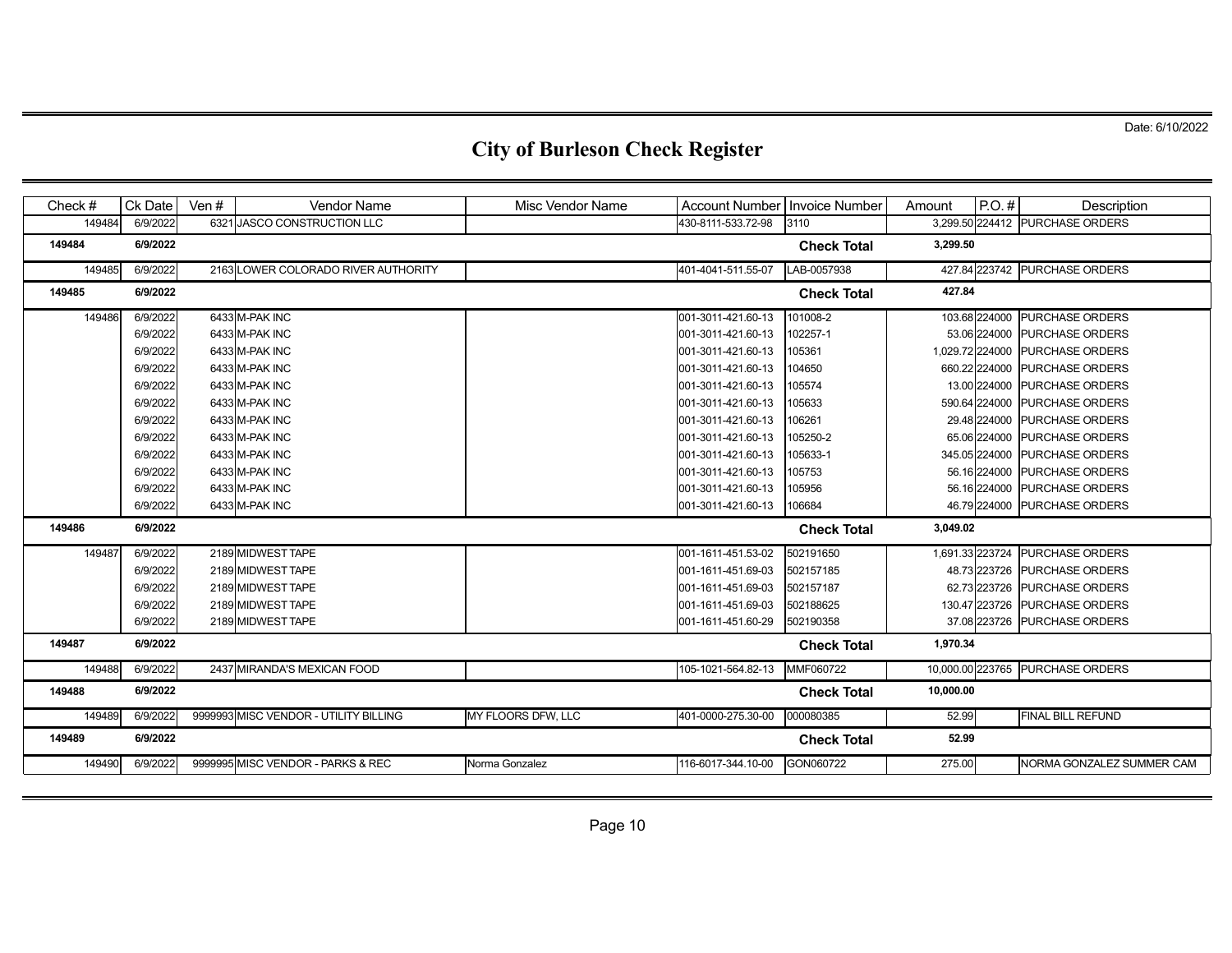# City of Burleson Check Register

Date: 6/10/2022

| Check # | Ck Date | Ven # | Vendor Name | Misc Vendor Name | Account Number | Invoice Number | Amount | P.O. # | Description |
|---|---|---|---|---|---|---|---|---|---|
| 149484 | 6/9/2022 | 6321 | JASCO CONSTRUCTION LLC | | 430-8111-533.72-98 | 3110 | 3,299.50 | 224412 | PURCHASE ORDERS |
| **149484** | **6/9/2022** | | | | | **Check Total** | **3,299.50** | | |
| 149485 | 6/9/2022 | 2163 | LOWER COLORADO RIVER AUTHORITY | | 401-4041-511.55-07 | LAB-0057938 | 427.84 | 223742 | PURCHASE ORDERS |
| **149485** | **6/9/2022** | | | | | **Check Total** | **427.84** | | |
| 149486 | 6/9/2022 | 6433 | M-PAK INC | | 001-3011-421.60-13 | 101008-2 | 103.68 | 224000 | PURCHASE ORDERS |
| | 6/9/2022 | 6433 | M-PAK INC | | 001-3011-421.60-13 | 102257-1 | 53.06 | 224000 | PURCHASE ORDERS |
| | 6/9/2022 | 6433 | M-PAK INC | | 001-3011-421.60-13 | 105361 | 1,029.72 | 224000 | PURCHASE ORDERS |
| | 6/9/2022 | 6433 | M-PAK INC | | 001-3011-421.60-13 | 104650 | 660.22 | 224000 | PURCHASE ORDERS |
| | 6/9/2022 | 6433 | M-PAK INC | | 001-3011-421.60-13 | 105574 | 13.00 | 224000 | PURCHASE ORDERS |
| | 6/9/2022 | 6433 | M-PAK INC | | 001-3011-421.60-13 | 105633 | 590.64 | 224000 | PURCHASE ORDERS |
| | 6/9/2022 | 6433 | M-PAK INC | | 001-3011-421.60-13 | 106261 | 29.48 | 224000 | PURCHASE ORDERS |
| | 6/9/2022 | 6433 | M-PAK INC | | 001-3011-421.60-13 | 105250-2 | 65.06 | 224000 | PURCHASE ORDERS |
| | 6/9/2022 | 6433 | M-PAK INC | | 001-3011-421.60-13 | 105633-1 | 345.05 | 224000 | PURCHASE ORDERS |
| | 6/9/2022 | 6433 | M-PAK INC | | 001-3011-421.60-13 | 105753 | 56.16 | 224000 | PURCHASE ORDERS |
| | 6/9/2022 | 6433 | M-PAK INC | | 001-3011-421.60-13 | 105956 | 56.16 | 224000 | PURCHASE ORDERS |
| | 6/9/2022 | 6433 | M-PAK INC | | 001-3011-421.60-13 | 106684 | 46.79 | 224000 | PURCHASE ORDERS |
| **149486** | **6/9/2022** | | | | | **Check Total** | **3,049.02** | | |
| 149487 | 6/9/2022 | 2189 | MIDWEST TAPE | | 001-1611-451.53-02 | 502191650 | 1,691.33 | 223724 | PURCHASE ORDERS |
| | 6/9/2022 | 2189 | MIDWEST TAPE | | 001-1611-451.69-03 | 502157185 | 48.73 | 223726 | PURCHASE ORDERS |
| | 6/9/2022 | 2189 | MIDWEST TAPE | | 001-1611-451.69-03 | 502157187 | 62.73 | 223726 | PURCHASE ORDERS |
| | 6/9/2022 | 2189 | MIDWEST TAPE | | 001-1611-451.69-03 | 502188625 | 130.47 | 223726 | PURCHASE ORDERS |
| | 6/9/2022 | 2189 | MIDWEST TAPE | | 001-1611-451.60-29 | 502190358 | 37.08 | 223726 | PURCHASE ORDERS |
| **149487** | **6/9/2022** | | | | | **Check Total** | **1,970.34** | | |
| 149488 | 6/9/2022 | 2437 | MIRANDA'S MEXICAN FOOD | | 105-1021-564.82-13 | MMF060722 | 10,000.00 | 223765 | PURCHASE ORDERS |
| **149488** | **6/9/2022** | | | | | **Check Total** | **10,000.00** | | |
| 149489 | 6/9/2022 | 9999993 | MISC VENDOR - UTILITY BILLING | MY FLOORS DFW, LLC | 401-0000-275.30-00 | 000080385 | 52.99 | | FINAL BILL REFUND |
| **149489** | **6/9/2022** | | | | | **Check Total** | **52.99** | | |
| 149490 | 6/9/2022 | 9999995 | MISC VENDOR - PARKS & REC | Norma Gonzalez | 116-6017-344.10-00 | GON060722 | 275.00 | | NORMA GONZALEZ SUMMER CAM |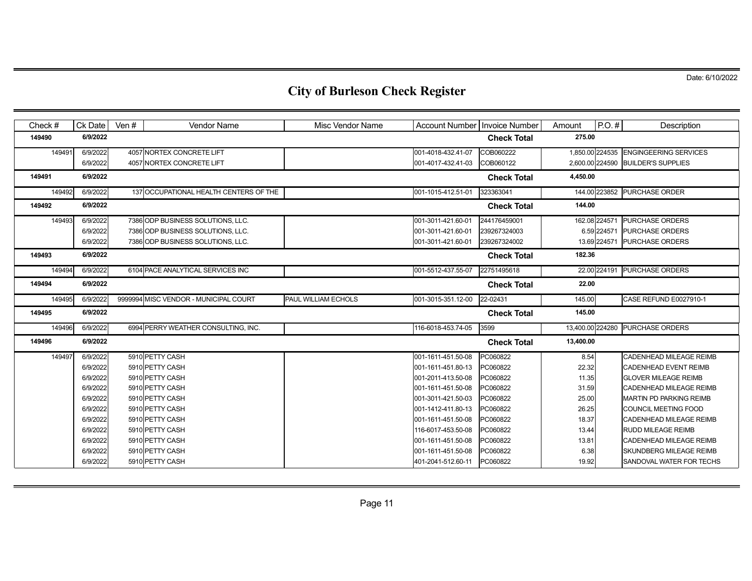Date: 6/10/2022

# City of Burleson Check Register

| Check # | Ck Date | Ven # | Vendor Name | Misc Vendor Name | Account Number | Invoice Number | Amount | P.O. # | Description |
|---|---|---|---|---|---|---|---|---|---|
| **149490** | **6/9/2022** | | | | | **Check Total** | **275.00** | | |
| 149491 | 6/9/2022 | 4057 | NORTEX CONCRETE LIFT | | 001-4018-432.41-07 | COB060222 | 1,850.00 | 224535 | ENGINGEERING SERVICES |
| | 6/9/2022 | 4057 | NORTEX CONCRETE LIFT | | 001-4017-432.41-03 | COB060122 | 2,600.00 | 224590 | BUILDER'S SUPPLIES |
| **149491** | **6/9/2022** | | | | | **Check Total** | **4,450.00** | | |
| 149492 | 6/9/2022 | 137 | OCCUPATIONAL HEALTH CENTERS OF THE | | 001-1015-412.51-01 | 323363041 | 144.00 | 223852 | PURCHASE ORDER |
| **149492** | **6/9/2022** | | | | | **Check Total** | **144.00** | | |
| 149493 | 6/9/2022 | 7386 | ODP BUSINESS SOLUTIONS, LLC. | | 001-3011-421.60-01 | 244176459001 | 162.08 | 224571 | PURCHASE ORDERS |
| | 6/9/2022 | 7386 | ODP BUSINESS SOLUTIONS, LLC. | | 001-3011-421.60-01 | 239267324003 | 6.59 | 224571 | PURCHASE ORDERS |
| | 6/9/2022 | 7386 | ODP BUSINESS SOLUTIONS, LLC. | | 001-3011-421.60-01 | 239267324002 | 13.69 | 224571 | PURCHASE ORDERS |
| **149493** | **6/9/2022** | | | | | **Check Total** | **182.36** | | |
| 149494 | 6/9/2022 | 6104 | PACE ANALYTICAL SERVICES INC | | 001-5512-437.55-07 | 22751495618 | 22.00 | 224191 | PURCHASE ORDERS |
| **149494** | **6/9/2022** | | | | | **Check Total** | **22.00** | | |
| 149495 | 6/9/2022 | 9999994 | MISC VENDOR - MUNICIPAL COURT | PAUL WILLIAM ECHOLS | 001-3015-351.12-00 | 22-02431 | 145.00 | | CASE REFUND E0027910-1 |
| **149495** | **6/9/2022** | | | | | **Check Total** | **145.00** | | |
| 149496 | 6/9/2022 | 6994 | PERRY WEATHER CONSULTING, INC. | | 116-6018-453.74-05 | 3599 | 13,400.00 | 224280 | PURCHASE ORDERS |
| **149496** | **6/9/2022** | | | | | **Check Total** | **13,400.00** | | |
| 149497 | 6/9/2022 | 5910 | PETTY CASH | | 001-1611-451.50-08 | PC060822 | 8.54 | | CADENHEAD MILEAGE REIMB |
| | 6/9/2022 | 5910 | PETTY CASH | | 001-1611-451.80-13 | PC060822 | 22.32 | | CADENHEAD EVENT REIMB |
| | 6/9/2022 | 5910 | PETTY CASH | | 001-2011-413.50-08 | PC060822 | 11.35 | | GLOVER MILEAGE REIMB |
| | 6/9/2022 | 5910 | PETTY CASH | | 001-1611-451.50-08 | PC060822 | 31.59 | | CADENHEAD MILEAGE REIMB |
| | 6/9/2022 | 5910 | PETTY CASH | | 001-3011-421.50-03 | PC060822 | 25.00 | | MARTIN PD PARKING REIMB |
| | 6/9/2022 | 5910 | PETTY CASH | | 001-1412-411.80-13 | PC060822 | 26.25 | | COUNCIL MEETING FOOD |
| | 6/9/2022 | 5910 | PETTY CASH | | 001-1611-451.50-08 | PC060822 | 18.37 | | CADENHEAD MILEAGE REIMB |
| | 6/9/2022 | 5910 | PETTY CASH | | 116-6017-453.50-08 | PC060822 | 13.44 | | RUDD MILEAGE REIMB |
| | 6/9/2022 | 5910 | PETTY CASH | | 001-1611-451.50-08 | PC060822 | 13.81 | | CADENHEAD MILEAGE REIMB |
| | 6/9/2022 | 5910 | PETTY CASH | | 001-1611-451.50-08 | PC060822 | 6.38 | | SKUNDBERG MILEAGE REIMB |
| | 6/9/2022 | 5910 | PETTY CASH | | 401-2041-512.60-11 | PC060822 | 19.92 | | SANDOVAL WATER FOR TECHS |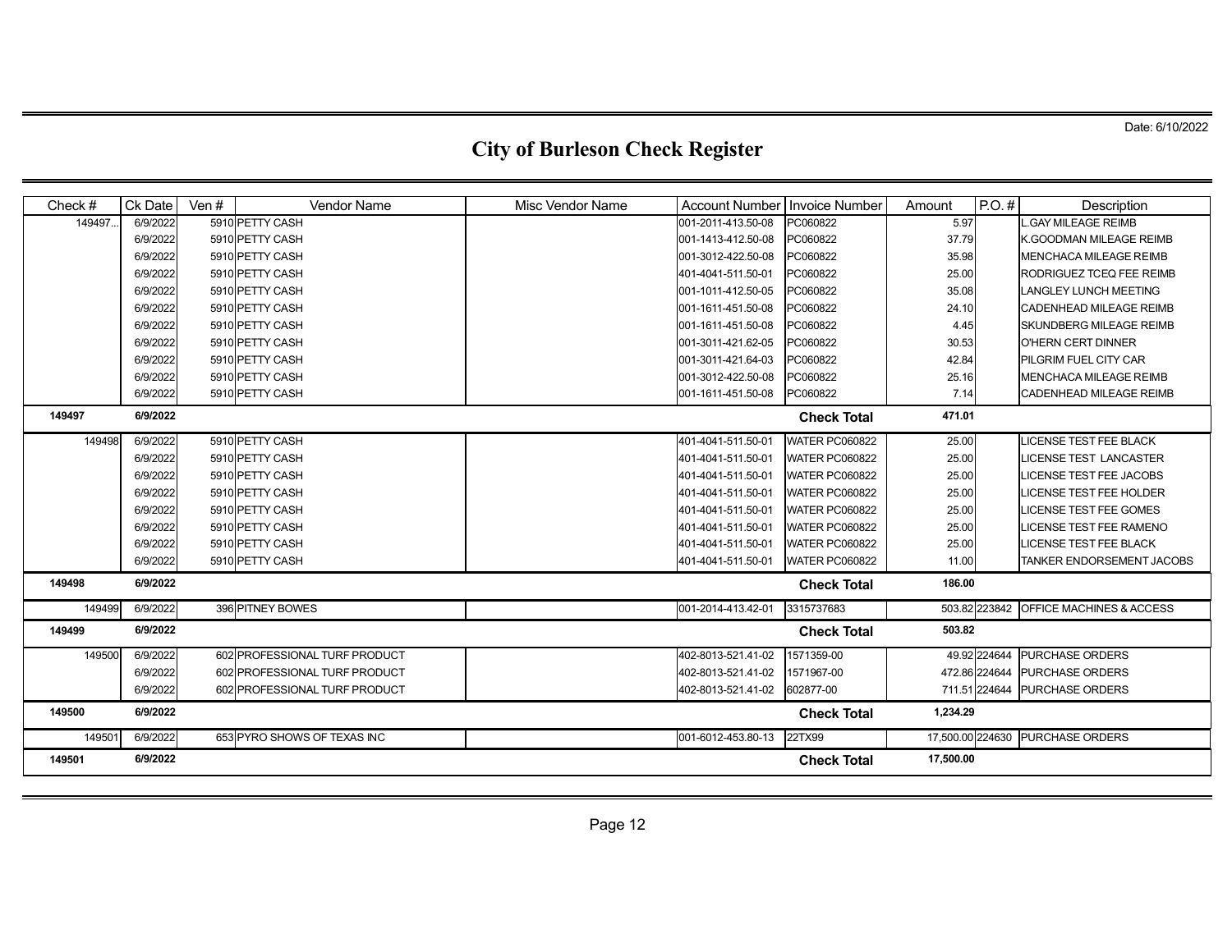Date: 6/10/2022

# City of Burleson Check Register

| Check # | Ck Date | Ven # | Vendor Name | Misc Vendor Name | Account Number | Invoice Number | Amount | P.O. # | Description |
|---|---|---|---|---|---|---|---|---|---|
| 149497... | 6/9/2022 | 5910 | PETTY CASH | | 001-2011-413.50-08 | PC060822 | 5.97 | | L.GAY MILEAGE REIMB |
| | 6/9/2022 | 5910 | PETTY CASH | | 001-1413-412.50-08 | PC060822 | 37.79 | | K.GOODMAN MILEAGE REIMB |
| | 6/9/2022 | 5910 | PETTY CASH | | 001-3012-422.50-08 | PC060822 | 35.98 | | MENCHACA MILEAGE REIMB |
| | 6/9/2022 | 5910 | PETTY CASH | | 401-4041-511.50-01 | PC060822 | 25.00 | | RODRIGUEZ TCEQ FEE REIMB |
| | 6/9/2022 | 5910 | PETTY CASH | | 001-1011-412.50-05 | PC060822 | 35.08 | | LANGLEY LUNCH MEETING |
| | 6/9/2022 | 5910 | PETTY CASH | | 001-1611-451.50-08 | PC060822 | 24.10 | | CADENHEAD MILEAGE REIMB |
| | 6/9/2022 | 5910 | PETTY CASH | | 001-1611-451.50-08 | PC060822 | 4.45 | | SKUNDBERG MILEAGE REIMB |
| | 6/9/2022 | 5910 | PETTY CASH | | 001-3011-421.62-05 | PC060822 | 30.53 | | O'HERN CERT DINNER |
| | 6/9/2022 | 5910 | PETTY CASH | | 001-3011-421.64-03 | PC060822 | 42.84 | | PILGRIM FUEL CITY CAR |
| | 6/9/2022 | 5910 | PETTY CASH | | 001-3012-422.50-08 | PC060822 | 25.16 | | MENCHACA MILEAGE REIMB |
| | 6/9/2022 | 5910 | PETTY CASH | | 001-1611-451.50-08 | PC060822 | 7.14 | | CADENHEAD MILEAGE REIMB |
| **149497** | **6/9/2022** | | | | | **Check Total** | **471.01** | | |
| 149498 | 6/9/2022 | 5910 | PETTY CASH | | 401-4041-511.50-01 | WATER PC060822 | 25.00 | | LICENSE TEST FEE BLACK |
| | 6/9/2022 | 5910 | PETTY CASH | | 401-4041-511.50-01 | WATER PC060822 | 25.00 | | LICENSE TEST LANCASTER |
| | 6/9/2022 | 5910 | PETTY CASH | | 401-4041-511.50-01 | WATER PC060822 | 25.00 | | LICENSE TEST FEE JACOBS |
| | 6/9/2022 | 5910 | PETTY CASH | | 401-4041-511.50-01 | WATER PC060822 | 25.00 | | LICENSE TEST FEE HOLDER |
| | 6/9/2022 | 5910 | PETTY CASH | | 401-4041-511.50-01 | WATER PC060822 | 25.00 | | LICENSE TEST FEE GOMES |
| | 6/9/2022 | 5910 | PETTY CASH | | 401-4041-511.50-01 | WATER PC060822 | 25.00 | | LICENSE TEST FEE RAMENO |
| | 6/9/2022 | 5910 | PETTY CASH | | 401-4041-511.50-01 | WATER PC060822 | 25.00 | | LICENSE TEST FEE BLACK |
| | 6/9/2022 | 5910 | PETTY CASH | | 401-4041-511.50-01 | WATER PC060822 | 11.00 | | TANKER ENDORSEMENT JACOBS |
| **149498** | **6/9/2022** | | | | | **Check Total** | **186.00** | | |
| 149499 | 6/9/2022 | 396 | PITNEY BOWES | | 001-2014-413.42-01 | 3315737683 | 503.82 | 223842 | OFFICE MACHINES & ACCESS |
| **149499** | **6/9/2022** | | | | | **Check Total** | **503.82** | | |
| 149500 | 6/9/2022 | 602 | PROFESSIONAL TURF PRODUCT | | 402-8013-521.41-02 | 1571359-00 | 49.92 | 224644 | PURCHASE ORDERS |
| | 6/9/2022 | 602 | PROFESSIONAL TURF PRODUCT | | 402-8013-521.41-02 | 1571967-00 | 472.86 | 224644 | PURCHASE ORDERS |
| | 6/9/2022 | 602 | PROFESSIONAL TURF PRODUCT | | 402-8013-521.41-02 | 602877-00 | 711.51 | 224644 | PURCHASE ORDERS |
| **149500** | **6/9/2022** | | | | | **Check Total** | **1,234.29** | | |
| 149501 | 6/9/2022 | 653 | PYRO SHOWS OF TEXAS INC | | 001-6012-453.80-13 | 22TX99 | 17,500.00 | 224630 | PURCHASE ORDERS |
| **149501** | **6/9/2022** | | | | | **Check Total** | **17,500.00** | | |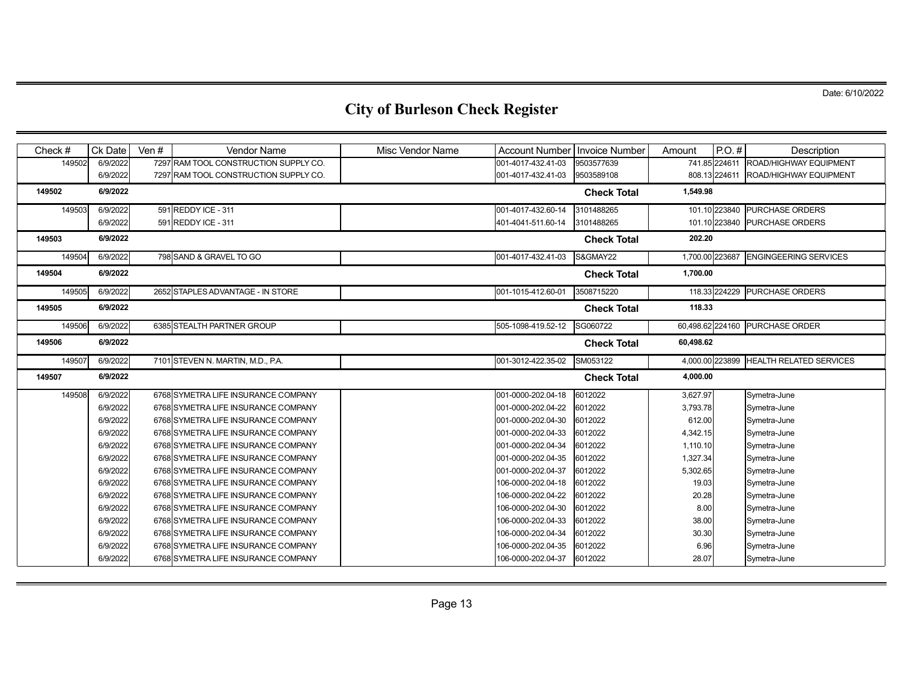Date: 6/10/2022

# City of Burleson Check Register

| Check # | Ck Date | Ven # | Vendor Name | Misc Vendor Name | Account Number | Invoice Number | Amount | P.O. # | Description |
|---|---|---|---|---|---|---|---|---|---|
| 149502 | 6/9/2022 | 7297 | RAM TOOL CONSTRUCTION SUPPLY CO. | | 001-4017-432.41-03 | 9503577639 | 741.85 | 224611 | ROAD/HIGHWAY EQUIPMENT |
| | 6/9/2022 | 7297 | RAM TOOL CONSTRUCTION SUPPLY CO. | | 001-4017-432.41-03 | 9503589108 | 808.13 | 224611 | ROAD/HIGHWAY EQUIPMENT |
| **149502** | **6/9/2022** | | | | | **Check Total** | **1,549.98** | | |
| 149503 | 6/9/2022 | 591 | REDDY ICE - 311 | | 001-4017-432.60-14 | 3101488265 | 101.10 | 223840 | PURCHASE ORDERS |
| | 6/9/2022 | 591 | REDDY ICE - 311 | | 401-4041-511.60-14 | 3101488265 | 101.10 | 223840 | PURCHASE ORDERS |
| **149503** | **6/9/2022** | | | | | **Check Total** | **202.20** | | |
| 149504 | 6/9/2022 | 798 | SAND & GRAVEL TO GO | | 001-4017-432.41-03 | S&GMAY22 | 1,700.00 | 223687 | ENGINGEERING SERVICES |
| **149504** | **6/9/2022** | | | | | **Check Total** | **1,700.00** | | |
| 149505 | 6/9/2022 | 2652 | STAPLES ADVANTAGE - IN STORE | | 001-1015-412.60-01 | 3508715220 | 118.33 | 224229 | PURCHASE ORDERS |
| **149505** | **6/9/2022** | | | | | **Check Total** | **118.33** | | |
| 149506 | 6/9/2022 | 6385 | STEALTH PARTNER GROUP | | 505-1098-419.52-12 | SG060722 | 60,498.62 | 224160 | PURCHASE ORDER |
| **149506** | **6/9/2022** | | | | | **Check Total** | **60,498.62** | | |
| 149507 | 6/9/2022 | 7101 | STEVEN N. MARTIN, M.D., P.A. | | 001-3012-422.35-02 | SM053122 | 4,000.00 | 223899 | HEALTH RELATED SERVICES |
| **149507** | **6/9/2022** | | | | | **Check Total** | **4,000.00** | | |
| 149508 | 6/9/2022 | 6768 | SYMETRA LIFE INSURANCE COMPANY | | 001-0000-202.04-18 | 6012022 | 3,627.97 | | Symetra-June |
| | 6/9/2022 | 6768 | SYMETRA LIFE INSURANCE COMPANY | | 001-0000-202.04-22 | 6012022 | 3,793.78 | | Symetra-June |
| | 6/9/2022 | 6768 | SYMETRA LIFE INSURANCE COMPANY | | 001-0000-202.04-30 | 6012022 | 612.00 | | Symetra-June |
| | 6/9/2022 | 6768 | SYMETRA LIFE INSURANCE COMPANY | | 001-0000-202.04-33 | 6012022 | 4,342.15 | | Symetra-June |
| | 6/9/2022 | 6768 | SYMETRA LIFE INSURANCE COMPANY | | 001-0000-202.04-34 | 6012022 | 1,110.10 | | Symetra-June |
| | 6/9/2022 | 6768 | SYMETRA LIFE INSURANCE COMPANY | | 001-0000-202.04-35 | 6012022 | 1,327.34 | | Symetra-June |
| | 6/9/2022 | 6768 | SYMETRA LIFE INSURANCE COMPANY | | 001-0000-202.04-37 | 6012022 | 5,302.65 | | Symetra-June |
| | 6/9/2022 | 6768 | SYMETRA LIFE INSURANCE COMPANY | | 106-0000-202.04-18 | 6012022 | 19.03 | | Symetra-June |
| | 6/9/2022 | 6768 | SYMETRA LIFE INSURANCE COMPANY | | 106-0000-202.04-22 | 6012022 | 20.28 | | Symetra-June |
| | 6/9/2022 | 6768 | SYMETRA LIFE INSURANCE COMPANY | | 106-0000-202.04-30 | 6012022 | 8.00 | | Symetra-June |
| | 6/9/2022 | 6768 | SYMETRA LIFE INSURANCE COMPANY | | 106-0000-202.04-33 | 6012022 | 38.00 | | Symetra-June |
| | 6/9/2022 | 6768 | SYMETRA LIFE INSURANCE COMPANY | | 106-0000-202.04-34 | 6012022 | 30.30 | | Symetra-June |
| | 6/9/2022 | 6768 | SYMETRA LIFE INSURANCE COMPANY | | 106-0000-202.04-35 | 6012022 | 6.96 | | Symetra-June |
| | 6/9/2022 | 6768 | SYMETRA LIFE INSURANCE COMPANY | | 106-0000-202.04-37 | 6012022 | 28.07 | | Symetra-June |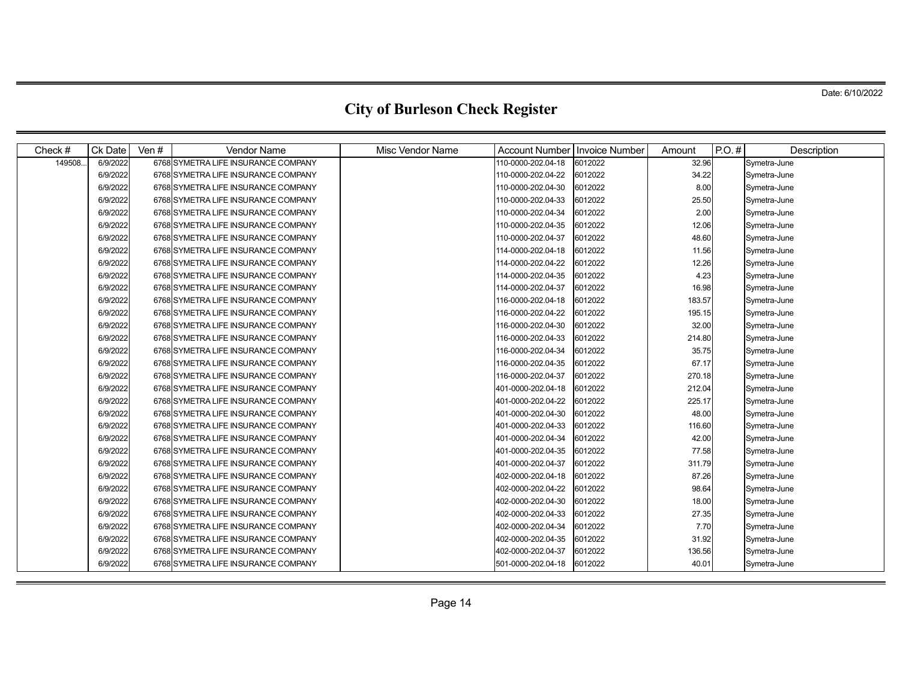# City of Burleson Check Register

Date: 6/10/2022

| Check # | Ck Date | Ven # | Vendor Name | Misc Vendor Name | Account Number | Invoice Number | Amount | P.O. # | Description |
|---|---|---|---|---|---|---|---|---|---|
| 149508... | 6/9/2022 | 6768 | SYMETRA LIFE INSURANCE COMPANY | | 110-0000-202.04-18 | 6012022 | 32.96 | | Symetra-June |
| | 6/9/2022 | 6768 | SYMETRA LIFE INSURANCE COMPANY | | 110-0000-202.04-22 | 6012022 | 34.22 | | Symetra-June |
| | 6/9/2022 | 6768 | SYMETRA LIFE INSURANCE COMPANY | | 110-0000-202.04-30 | 6012022 | 8.00 | | Symetra-June |
| | 6/9/2022 | 6768 | SYMETRA LIFE INSURANCE COMPANY | | 110-0000-202.04-33 | 6012022 | 25.50 | | Symetra-June |
| | 6/9/2022 | 6768 | SYMETRA LIFE INSURANCE COMPANY | | 110-0000-202.04-34 | 6012022 | 2.00 | | Symetra-June |
| | 6/9/2022 | 6768 | SYMETRA LIFE INSURANCE COMPANY | | 110-0000-202.04-35 | 6012022 | 12.06 | | Symetra-June |
| | 6/9/2022 | 6768 | SYMETRA LIFE INSURANCE COMPANY | | 110-0000-202.04-37 | 6012022 | 48.60 | | Symetra-June |
| | 6/9/2022 | 6768 | SYMETRA LIFE INSURANCE COMPANY | | 114-0000-202.04-18 | 6012022 | 11.56 | | Symetra-June |
| | 6/9/2022 | 6768 | SYMETRA LIFE INSURANCE COMPANY | | 114-0000-202.04-22 | 6012022 | 12.26 | | Symetra-June |
| | 6/9/2022 | 6768 | SYMETRA LIFE INSURANCE COMPANY | | 114-0000-202.04-35 | 6012022 | 4.23 | | Symetra-June |
| | 6/9/2022 | 6768 | SYMETRA LIFE INSURANCE COMPANY | | 114-0000-202.04-37 | 6012022 | 16.98 | | Symetra-June |
| | 6/9/2022 | 6768 | SYMETRA LIFE INSURANCE COMPANY | | 116-0000-202.04-18 | 6012022 | 183.57 | | Symetra-June |
| | 6/9/2022 | 6768 | SYMETRA LIFE INSURANCE COMPANY | | 116-0000-202.04-22 | 6012022 | 195.15 | | Symetra-June |
| | 6/9/2022 | 6768 | SYMETRA LIFE INSURANCE COMPANY | | 116-0000-202.04-30 | 6012022 | 32.00 | | Symetra-June |
| | 6/9/2022 | 6768 | SYMETRA LIFE INSURANCE COMPANY | | 116-0000-202.04-33 | 6012022 | 214.80 | | Symetra-June |
| | 6/9/2022 | 6768 | SYMETRA LIFE INSURANCE COMPANY | | 116-0000-202.04-34 | 6012022 | 35.75 | | Symetra-June |
| | 6/9/2022 | 6768 | SYMETRA LIFE INSURANCE COMPANY | | 116-0000-202.04-35 | 6012022 | 67.17 | | Symetra-June |
| | 6/9/2022 | 6768 | SYMETRA LIFE INSURANCE COMPANY | | 116-0000-202.04-37 | 6012022 | 270.18 | | Symetra-June |
| | 6/9/2022 | 6768 | SYMETRA LIFE INSURANCE COMPANY | | 401-0000-202.04-18 | 6012022 | 212.04 | | Symetra-June |
| | 6/9/2022 | 6768 | SYMETRA LIFE INSURANCE COMPANY | | 401-0000-202.04-22 | 6012022 | 225.17 | | Symetra-June |
| | 6/9/2022 | 6768 | SYMETRA LIFE INSURANCE COMPANY | | 401-0000-202.04-30 | 6012022 | 48.00 | | Symetra-June |
| | 6/9/2022 | 6768 | SYMETRA LIFE INSURANCE COMPANY | | 401-0000-202.04-33 | 6012022 | 116.60 | | Symetra-June |
| | 6/9/2022 | 6768 | SYMETRA LIFE INSURANCE COMPANY | | 401-0000-202.04-34 | 6012022 | 42.00 | | Symetra-June |
| | 6/9/2022 | 6768 | SYMETRA LIFE INSURANCE COMPANY | | 401-0000-202.04-35 | 6012022 | 77.58 | | Symetra-June |
| | 6/9/2022 | 6768 | SYMETRA LIFE INSURANCE COMPANY | | 401-0000-202.04-37 | 6012022 | 311.79 | | Symetra-June |
| | 6/9/2022 | 6768 | SYMETRA LIFE INSURANCE COMPANY | | 402-0000-202.04-18 | 6012022 | 87.26 | | Symetra-June |
| | 6/9/2022 | 6768 | SYMETRA LIFE INSURANCE COMPANY | | 402-0000-202.04-22 | 6012022 | 98.64 | | Symetra-June |
| | 6/9/2022 | 6768 | SYMETRA LIFE INSURANCE COMPANY | | 402-0000-202.04-30 | 6012022 | 18.00 | | Symetra-June |
| | 6/9/2022 | 6768 | SYMETRA LIFE INSURANCE COMPANY | | 402-0000-202.04-33 | 6012022 | 27.35 | | Symetra-June |
| | 6/9/2022 | 6768 | SYMETRA LIFE INSURANCE COMPANY | | 402-0000-202.04-34 | 6012022 | 7.70 | | Symetra-June |
| | 6/9/2022 | 6768 | SYMETRA LIFE INSURANCE COMPANY | | 402-0000-202.04-35 | 6012022 | 31.92 | | Symetra-June |
| | 6/9/2022 | 6768 | SYMETRA LIFE INSURANCE COMPANY | | 402-0000-202.04-37 | 6012022 | 136.56 | | Symetra-June |
| | 6/9/2022 | 6768 | SYMETRA LIFE INSURANCE COMPANY | | 501-0000-202.04-18 | 6012022 | 40.01 | | Symetra-June |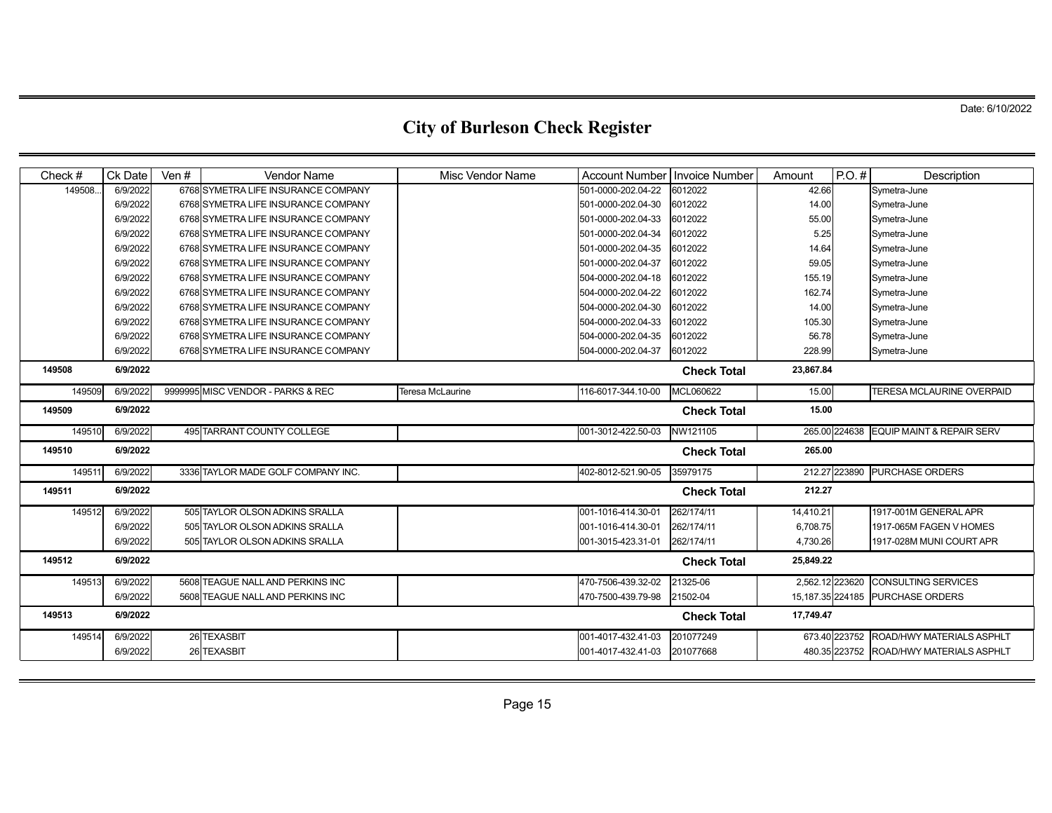Date: 6/10/2022

# City of Burleson Check Register

| Check # | Ck Date | Ven # | Vendor Name | Misc Vendor Name | Account Number | Invoice Number | Amount | P.O. # | Description |
|---|---|---|---|---|---|---|---|---|---|
| 149508... | 6/9/2022 | 6768 | SYMETRA LIFE INSURANCE COMPANY | | 501-0000-202.04-22 | 6012022 | 42.66 | | Symetra-June |
| | 6/9/2022 | 6768 | SYMETRA LIFE INSURANCE COMPANY | | 501-0000-202.04-30 | 6012022 | 14.00 | | Symetra-June |
| | 6/9/2022 | 6768 | SYMETRA LIFE INSURANCE COMPANY | | 501-0000-202.04-33 | 6012022 | 55.00 | | Symetra-June |
| | 6/9/2022 | 6768 | SYMETRA LIFE INSURANCE COMPANY | | 501-0000-202.04-34 | 6012022 | 5.25 | | Symetra-June |
| | 6/9/2022 | 6768 | SYMETRA LIFE INSURANCE COMPANY | | 501-0000-202.04-35 | 6012022 | 14.64 | | Symetra-June |
| | 6/9/2022 | 6768 | SYMETRA LIFE INSURANCE COMPANY | | 501-0000-202.04-37 | 6012022 | 59.05 | | Symetra-June |
| | 6/9/2022 | 6768 | SYMETRA LIFE INSURANCE COMPANY | | 504-0000-202.04-18 | 6012022 | 155.19 | | Symetra-June |
| | 6/9/2022 | 6768 | SYMETRA LIFE INSURANCE COMPANY | | 504-0000-202.04-22 | 6012022 | 162.74 | | Symetra-June |
| | 6/9/2022 | 6768 | SYMETRA LIFE INSURANCE COMPANY | | 504-0000-202.04-30 | 6012022 | 14.00 | | Symetra-June |
| | 6/9/2022 | 6768 | SYMETRA LIFE INSURANCE COMPANY | | 504-0000-202.04-33 | 6012022 | 105.30 | | Symetra-June |
| | 6/9/2022 | 6768 | SYMETRA LIFE INSURANCE COMPANY | | 504-0000-202.04-35 | 6012022 | 56.78 | | Symetra-June |
| | 6/9/2022 | 6768 | SYMETRA LIFE INSURANCE COMPANY | | 504-0000-202.04-37 | 6012022 | 228.99 | | Symetra-June |
| **149508** | **6/9/2022** | | | | | **Check Total** | **23,867.84** | | |
| 149509 | 6/9/2022 | 9999995 | MISC VENDOR - PARKS & REC | Teresa McLaurine | 116-6017-344.10-00 | MCL060622 | 15.00 | | TERESA MCLAURINE OVERPAID |
| **149509** | **6/9/2022** | | | | | **Check Total** | **15.00** | | |
| 149510 | 6/9/2022 | 495 | TARRANT COUNTY COLLEGE | | 001-3012-422.50-03 | NW121105 | 265.00 | 224638 | EQUIP MAINT & REPAIR SERV |
| **149510** | **6/9/2022** | | | | | **Check Total** | **265.00** | | |
| 149511 | 6/9/2022 | 3336 | TAYLOR MADE GOLF COMPANY INC. | | 402-8012-521.90-05 | 35979175 | 212.27 | 223890 | PURCHASE ORDERS |
| **149511** | **6/9/2022** | | | | | **Check Total** | **212.27** | | |
| 149512 | 6/9/2022 | 505 | TAYLOR OLSON ADKINS SRALLA | | 001-1016-414.30-01 | 262/174/11 | 14,410.21 | | 1917-001M GENERAL APR |
| | 6/9/2022 | 505 | TAYLOR OLSON ADKINS SRALLA | | 001-1016-414.30-01 | 262/174/11 | 6,708.75 | | 1917-065M FAGEN V HOMES |
| | 6/9/2022 | 505 | TAYLOR OLSON ADKINS SRALLA | | 001-3015-423.31-01 | 262/174/11 | 4,730.26 | | 1917-028M MUNI COURT APR |
| **149512** | **6/9/2022** | | | | | **Check Total** | **25,849.22** | | |
| 149513 | 6/9/2022 | 5608 | TEAGUE NALL AND PERKINS INC | | 470-7506-439.32-02 | 21325-06 | 2,562.12 | 223620 | CONSULTING SERVICES |
| | 6/9/2022 | 5608 | TEAGUE NALL AND PERKINS INC | | 470-7500-439.79-98 | 21502-04 | 15,187.35 | 224185 | PURCHASE ORDERS |
| **149513** | **6/9/2022** | | | | | **Check Total** | **17,749.47** | | |
| 149514 | 6/9/2022 | 26 | TEXASBIT | | 001-4017-432.41-03 | 201077249 | 673.40 | 223752 | ROAD/HWY MATERIALS ASPHLT |
| | 6/9/2022 | 26 | TEXASBIT | | 001-4017-432.41-03 | 201077668 | 480.35 | 223752 | ROAD/HWY MATERIALS ASPHLT |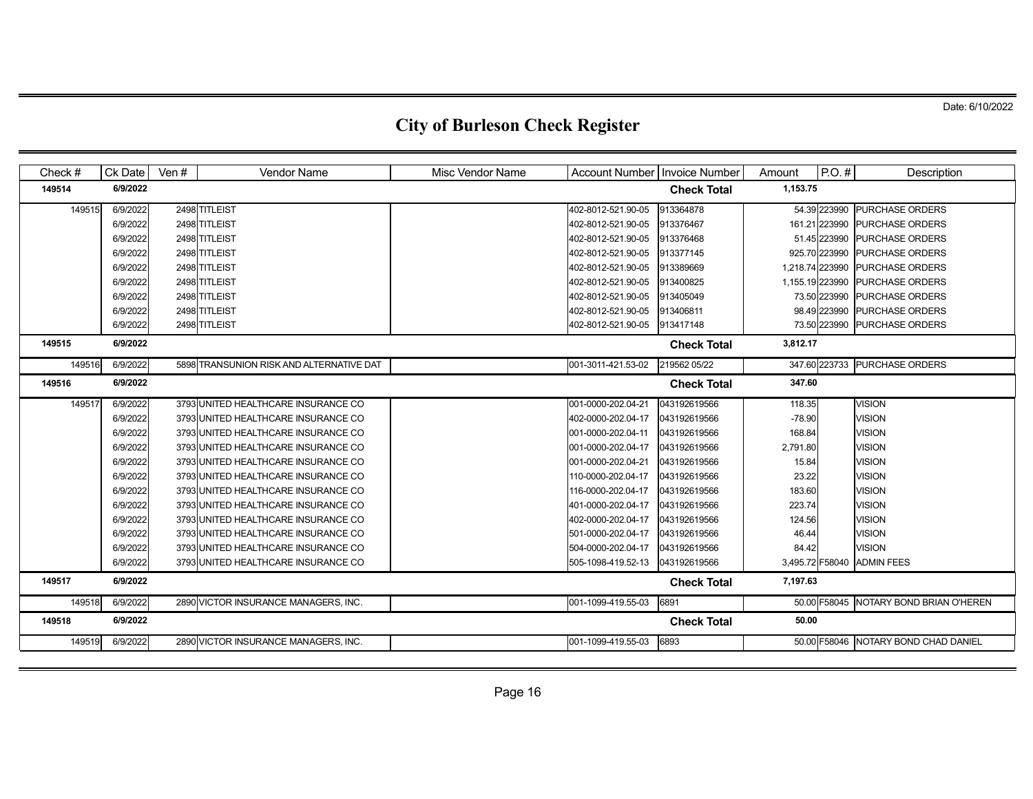Date: 6/10/2022

# City of Burleson Check Register

| Check # | Ck Date | Ven # | Vendor Name | Misc Vendor Name | Account Number | Invoice Number | Amount | P.O. # | Description |
|---|---|---|---|---|---|---|---|---|---|
| **149514** | **6/9/2022** | | | | | **Check Total** | **1,153.75** | | |
| 149515 | 6/9/2022 | 2498 | TITLEIST | | 402-8012-521.90-05 | 913364878 | 54.39 | 223990 | PURCHASE ORDERS |
| | 6/9/2022 | 2498 | TITLEIST | | 402-8012-521.90-05 | 913376467 | 161.21 | 223990 | PURCHASE ORDERS |
| | 6/9/2022 | 2498 | TITLEIST | | 402-8012-521.90-05 | 913376468 | 51.45 | 223990 | PURCHASE ORDERS |
| | 6/9/2022 | 2498 | TITLEIST | | 402-8012-521.90-05 | 913377145 | 925.70 | 223990 | PURCHASE ORDERS |
| | 6/9/2022 | 2498 | TITLEIST | | 402-8012-521.90-05 | 913389669 | 1,218.74 | 223990 | PURCHASE ORDERS |
| | 6/9/2022 | 2498 | TITLEIST | | 402-8012-521.90-05 | 913400825 | 1,155.19 | 223990 | PURCHASE ORDERS |
| | 6/9/2022 | 2498 | TITLEIST | | 402-8012-521.90-05 | 913405049 | 73.50 | 223990 | PURCHASE ORDERS |
| | 6/9/2022 | 2498 | TITLEIST | | 402-8012-521.90-05 | 913406811 | 98.49 | 223990 | PURCHASE ORDERS |
| | 6/9/2022 | 2498 | TITLEIST | | 402-8012-521.90-05 | 913417148 | 73.50 | 223990 | PURCHASE ORDERS |
| **149515** | **6/9/2022** | | | | | **Check Total** | **3,812.17** | | |
| 149516 | 6/9/2022 | 5898 | TRANSUNION RISK AND ALTERNATIVE DAT | | 001-3011-421.53-02 | 219562 05/22 | 347.60 | 223733 | PURCHASE ORDERS |
| **149516** | **6/9/2022** | | | | | **Check Total** | **347.60** | | |
| 149517 | 6/9/2022 | 3793 | UNITED HEALTHCARE INSURANCE CO | | 001-0000-202.04-21 | 043192619566 | 118.35 | | VISION |
| | 6/9/2022 | 3793 | UNITED HEALTHCARE INSURANCE CO | | 402-0000-202.04-17 | 043192619566 | -78.90 | | VISION |
| | 6/9/2022 | 3793 | UNITED HEALTHCARE INSURANCE CO | | 001-0000-202.04-11 | 043192619566 | 168.84 | | VISION |
| | 6/9/2022 | 3793 | UNITED HEALTHCARE INSURANCE CO | | 001-0000-202.04-17 | 043192619566 | 2,791.80 | | VISION |
| | 6/9/2022 | 3793 | UNITED HEALTHCARE INSURANCE CO | | 001-0000-202.04-21 | 043192619566 | 15.84 | | VISION |
| | 6/9/2022 | 3793 | UNITED HEALTHCARE INSURANCE CO | | 110-0000-202.04-17 | 043192619566 | 23.22 | | VISION |
| | 6/9/2022 | 3793 | UNITED HEALTHCARE INSURANCE CO | | 116-0000-202.04-17 | 043192619566 | 183.60 | | VISION |
| | 6/9/2022 | 3793 | UNITED HEALTHCARE INSURANCE CO | | 401-0000-202.04-17 | 043192619566 | 223.74 | | VISION |
| | 6/9/2022 | 3793 | UNITED HEALTHCARE INSURANCE CO | | 402-0000-202.04-17 | 043192619566 | 124.56 | | VISION |
| | 6/9/2022 | 3793 | UNITED HEALTHCARE INSURANCE CO | | 501-0000-202.04-17 | 043192619566 | 46.44 | | VISION |
| | 6/9/2022 | 3793 | UNITED HEALTHCARE INSURANCE CO | | 504-0000-202.04-17 | 043192619566 | 84.42 | | VISION |
| | 6/9/2022 | 3793 | UNITED HEALTHCARE INSURANCE CO | | 505-1098-419.52-13 | 043192619566 | 3,495.72 | F58040 | ADMIN FEES |
| **149517** | **6/9/2022** | | | | | **Check Total** | **7,197.63** | | |
| 149518 | 6/9/2022 | 2890 | VICTOR INSURANCE MANAGERS, INC. | | 001-1099-419.55-03 | 6891 | 50.00 | F58045 | NOTARY BOND BRIAN O'HEREN |
| **149518** | **6/9/2022** | | | | | **Check Total** | **50.00** | | |
| 149519 | 6/9/2022 | 2890 | VICTOR INSURANCE MANAGERS, INC. | | 001-1099-419.55-03 | 6893 | 50.00 | F58046 | NOTARY BOND CHAD DANIEL |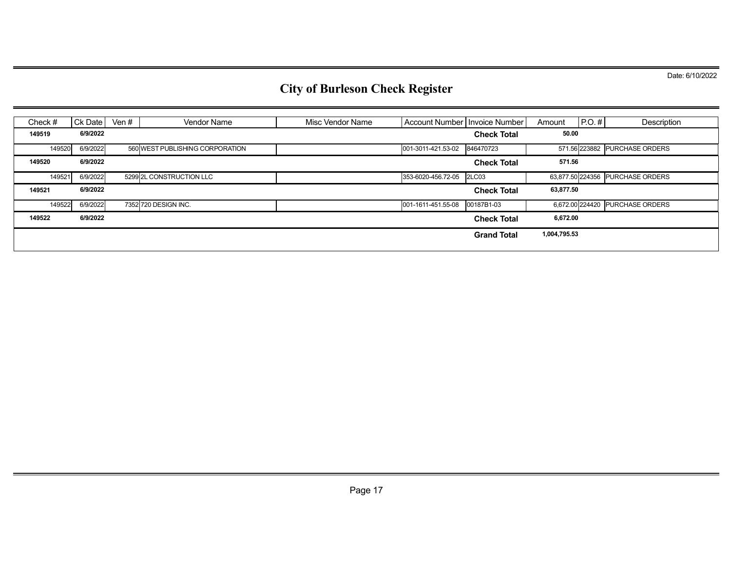Date: 6/10/2022

# City of Burleson Check Register

| Check # | Ck Date | Ven # | Vendor Name | Misc Vendor Name | Account Number | Invoice Number | Amount | P.O. # | Description |
|---|---|---|---|---|---|---|---|---|---|
| **149519** | **6/9/2022** | | | | | **Check Total** | **50.00** | | |
| 149520 | 6/9/2022 | 560 | WEST PUBLISHING CORPORATION | | 001-3011-421.53-02 | 846470723 | 571.56 | 223882 | PURCHASE ORDERS |
| **149520** | **6/9/2022** | | | | | **Check Total** | **571.56** | | |
| 149521 | 6/9/2022 | 5299 | 2L CONSTRUCTION LLC | | 353-6020-456.72-05 | 2LC03 | 63,877.50 | 224356 | PURCHASE ORDERS |
| **149521** | **6/9/2022** | | | | | **Check Total** | **63,877.50** | | |
| 149522 | 6/9/2022 | 7352 | 720 DESIGN INC. | | 001-1611-451.55-08 | 00187B1-03 | 6,672.00 | 224420 | PURCHASE ORDERS |
| **149522** | **6/9/2022** | | | | | **Check Total** | **6,672.00** | | |
| | | | | | | **Grand Total** | **1,004,795.53** | | |